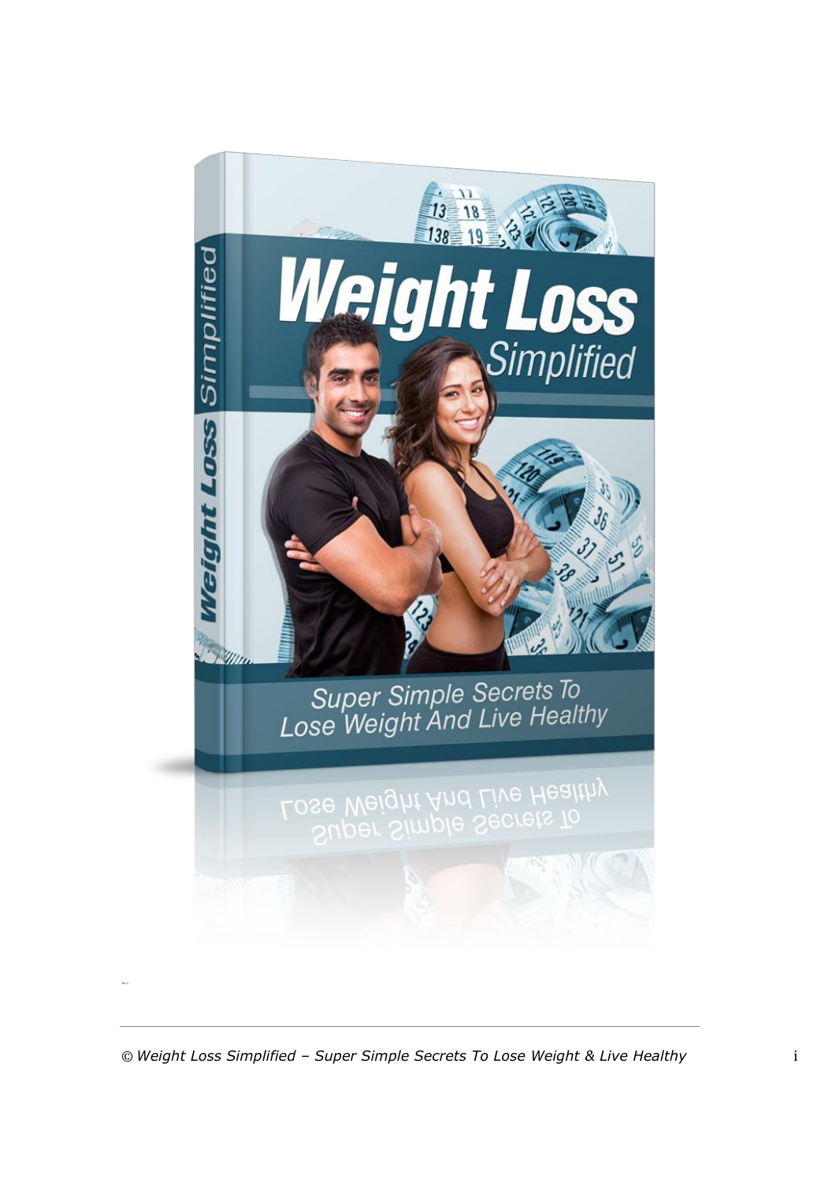# Weight Loss Simplified

Super Simple Secrets To Lose Weight And Live Healthy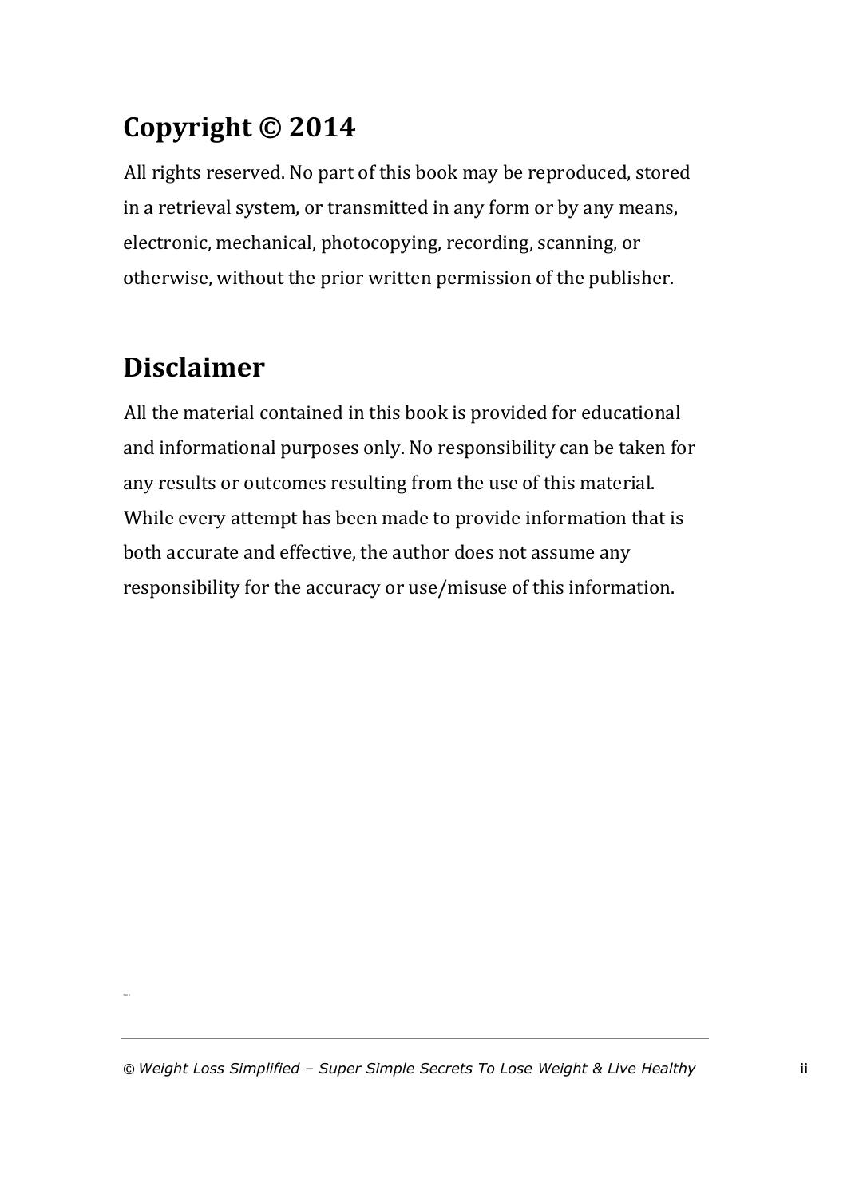## Copyright © 2014

All rights reserved. No part of this book may be reproduced, stored in a retrieval system, or transmitted in any form or by any means, electronic, mechanical, photocopying, recording, scanning, or otherwise, without the prior written permission of the publisher.

## Disclaimer

All the material contained in this book is provided for educational and informational purposes only. No responsibility can be taken for any results or outcomes resulting from the use of this material. While every attempt has been made to provide information that is both accurate and effective, the author does not assume any responsibility for the accuracy or use/misuse of this information.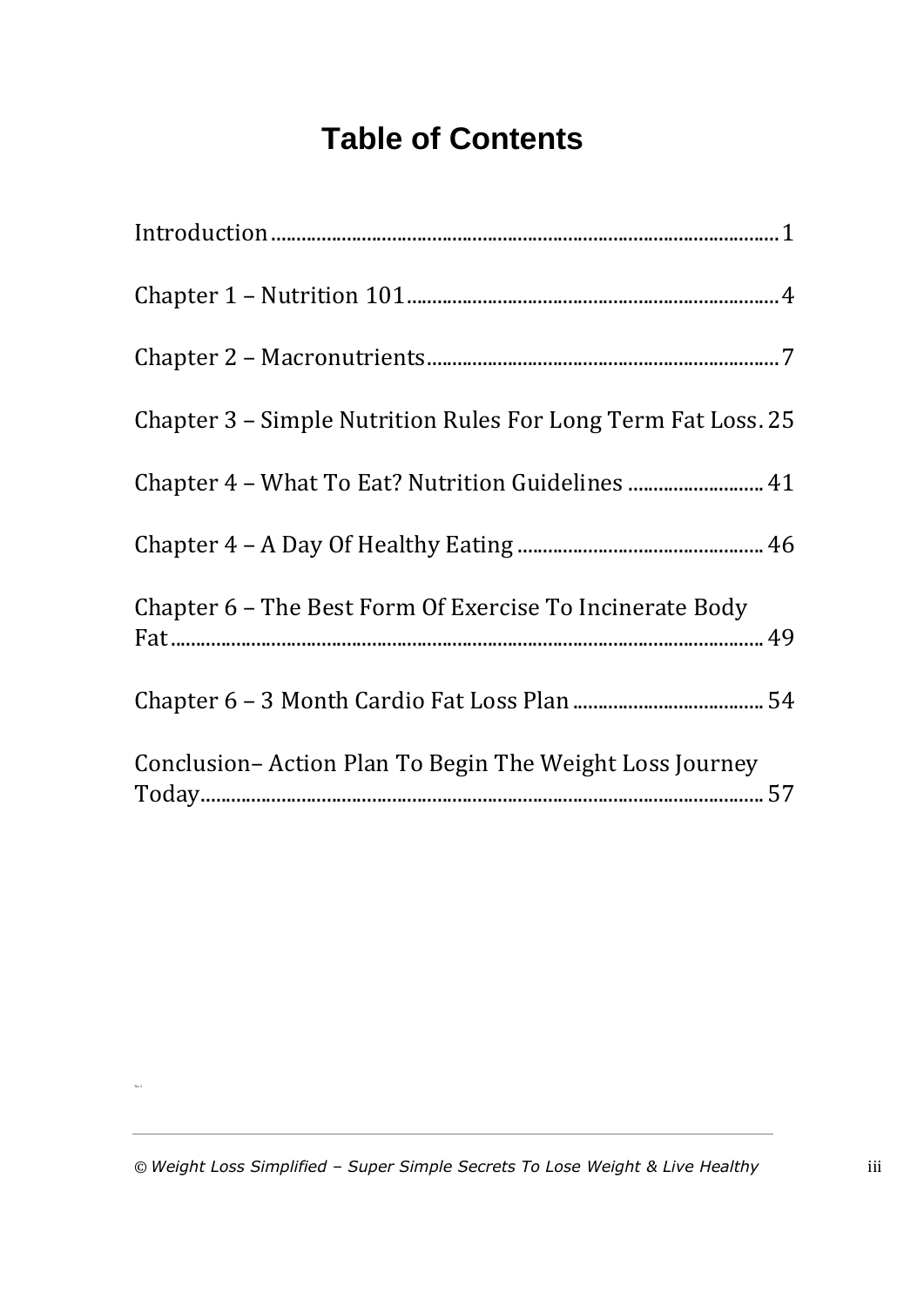# Table of Contents

Introduction........................................................................................1

Chapter 1 – Nutrition 101..........................................................................4

Chapter 2 – Macronutrients........................................................................7

Chapter 3 – Simple Nutrition Rules For Long Term Fat Loss. 25

Chapter 4 – What To Eat? Nutrition Guidelines ........................... 41

Chapter 4 – A Day Of Healthy Eating ................................................. 46

Chapter 6 – The Best Form Of Exercise To Incinerate Body Fat..................................................................................................... 49

Chapter 6 – 3 Month Cardio Fat Loss Plan ...................................... 54

Conclusion– Action Plan To Begin The Weight Loss Journey Today................................................................................................ 57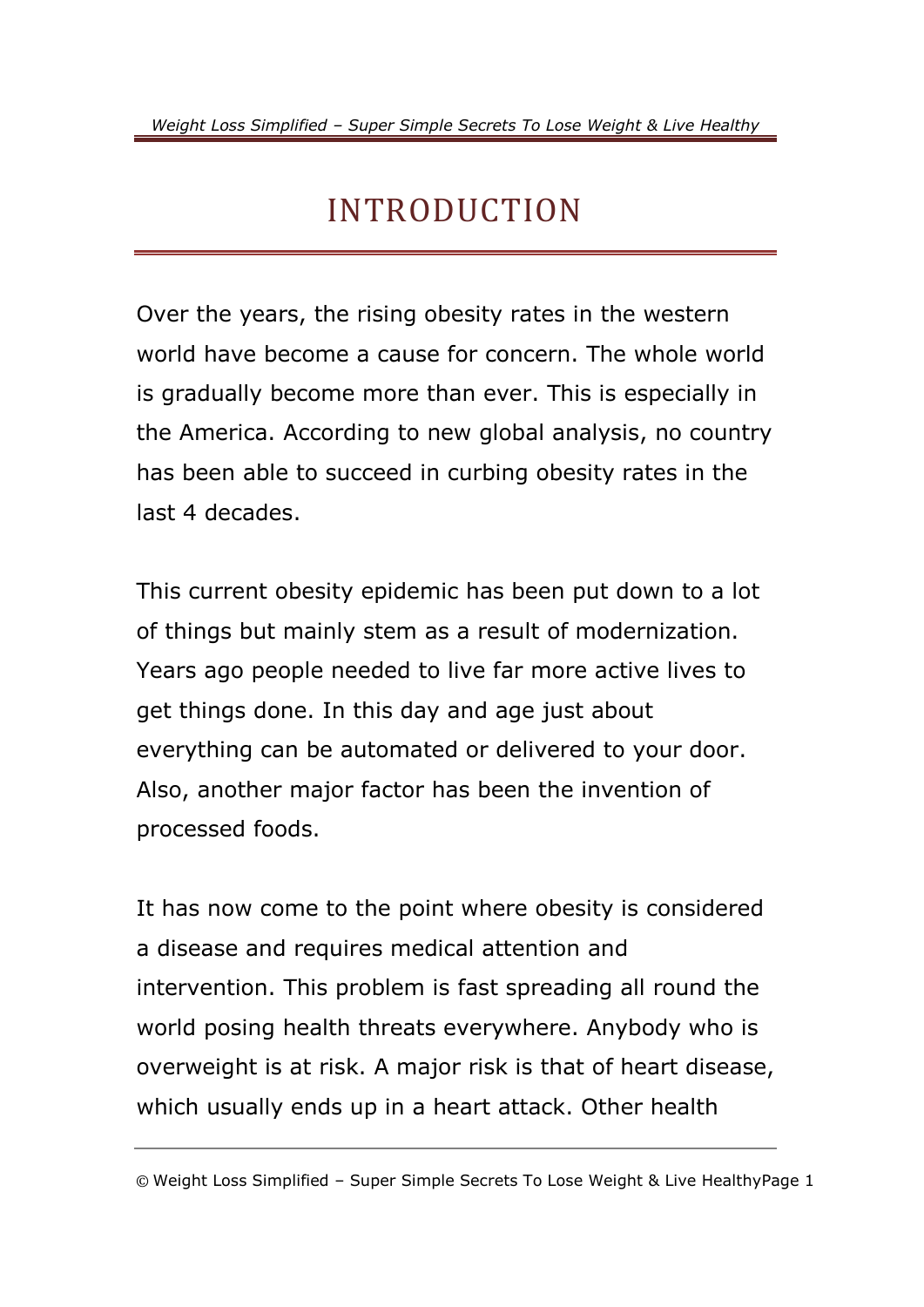# INTRODUCTION

Over the years, the rising obesity rates in the western world have become a cause for concern. The whole world is gradually become more than ever. This is especially in the America. According to new global analysis, no country has been able to succeed in curbing obesity rates in the last 4 decades.

This current obesity epidemic has been put down to a lot of things but mainly stem as a result of modernization. Years ago people needed to live far more active lives to get things done. In this day and age just about everything can be automated or delivered to your door. Also, another major factor has been the invention of processed foods.

It has now come to the point where obesity is considered a disease and requires medical attention and intervention. This problem is fast spreading all round the world posing health threats everywhere. Anybody who is overweight is at risk. A major risk is that of heart disease, which usually ends up in a heart attack. Other health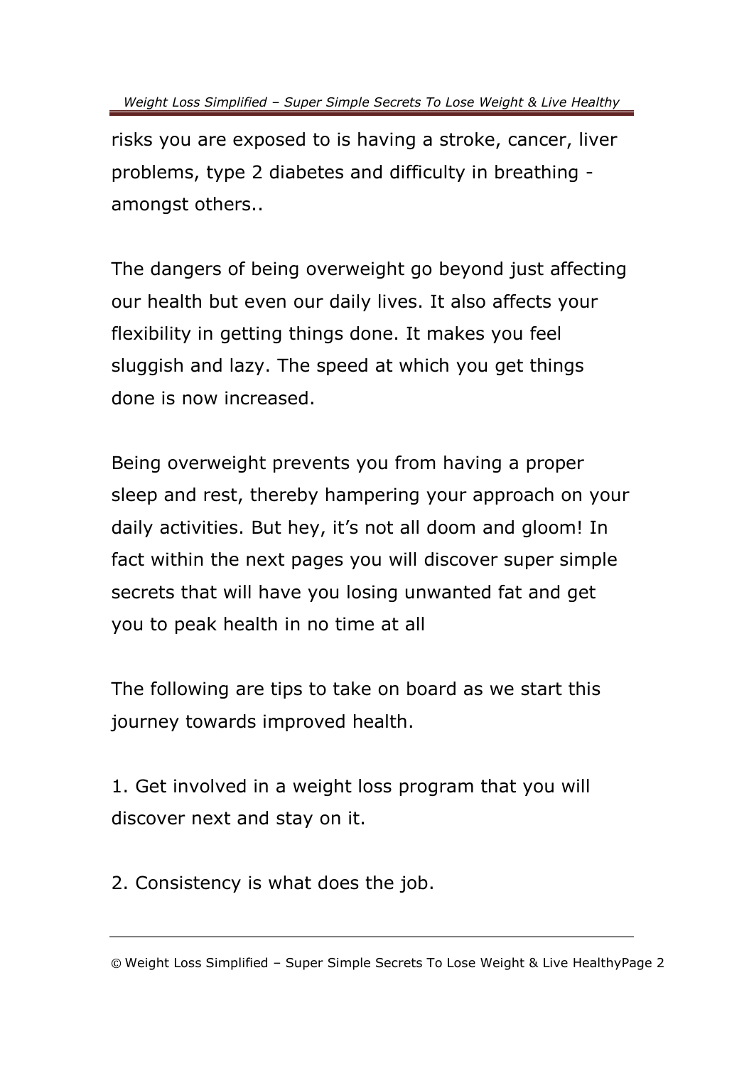risks you are exposed to is having a stroke, cancer, liver problems, type 2 diabetes and difficulty in breathing - amongst others..

The dangers of being overweight go beyond just affecting our health but even our daily lives. It also affects your flexibility in getting things done. It makes you feel sluggish and lazy. The speed at which you get things done is now increased.

Being overweight prevents you from having a proper sleep and rest, thereby hampering your approach on your daily activities. But hey, it's not all doom and gloom! In fact within the next pages you will discover super simple secrets that will have you losing unwanted fat and get you to peak health in no time at all

The following are tips to take on board as we start this journey towards improved health.

1. Get involved in a weight loss program that you will discover next and stay on it.

2. Consistency is what does the job.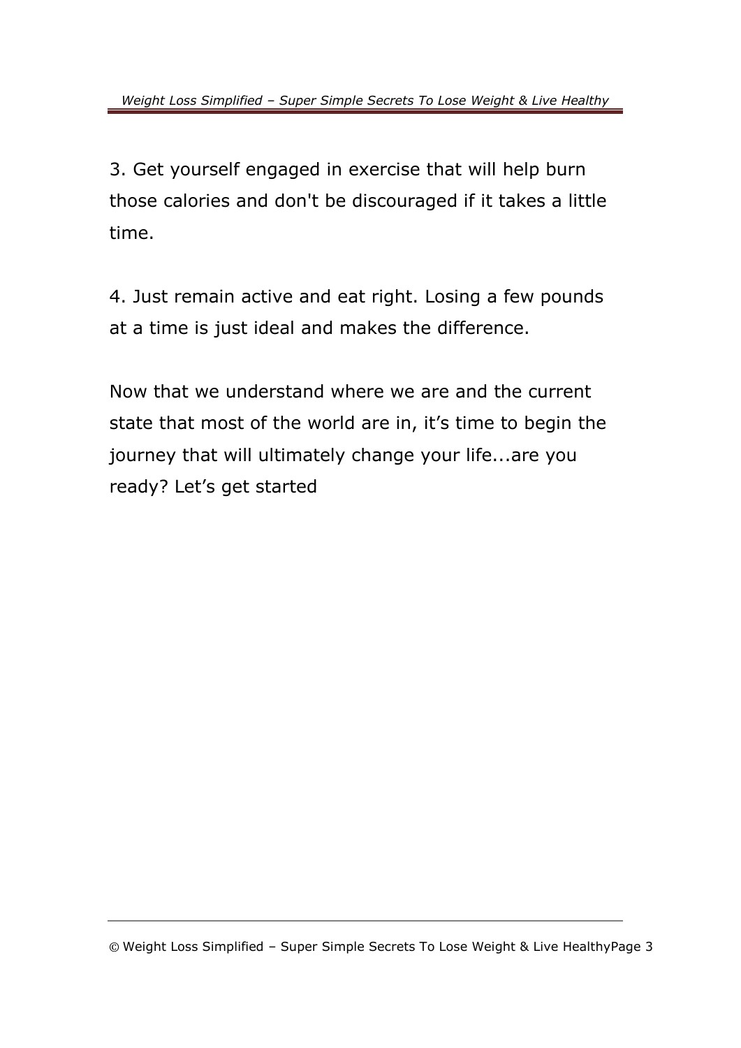3. Get yourself engaged in exercise that will help burn those calories and don't be discouraged if it takes a little time.

4. Just remain active and eat right. Losing a few pounds at a time is just ideal and makes the difference.

Now that we understand where we are and the current state that most of the world are in, it's time to begin the journey that will ultimately change your life...are you ready? Let's get started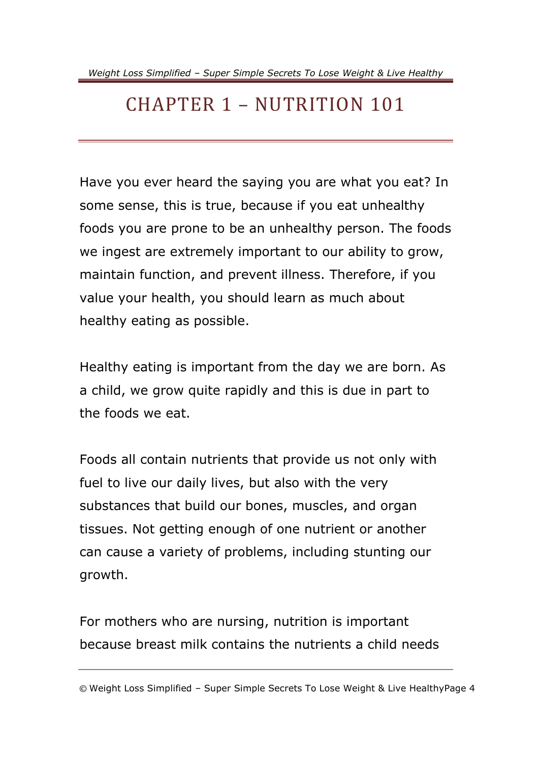# CHAPTER 1 – NUTRITION 101

Have you ever heard the saying you are what you eat? In some sense, this is true, because if you eat unhealthy foods you are prone to be an unhealthy person. The foods we ingest are extremely important to our ability to grow, maintain function, and prevent illness. Therefore, if you value your health, you should learn as much about healthy eating as possible.

Healthy eating is important from the day we are born. As a child, we grow quite rapidly and this is due in part to the foods we eat.

Foods all contain nutrients that provide us not only with fuel to live our daily lives, but also with the very substances that build our bones, muscles, and organ tissues. Not getting enough of one nutrient or another can cause a variety of problems, including stunting our growth.

For mothers who are nursing, nutrition is important because breast milk contains the nutrients a child needs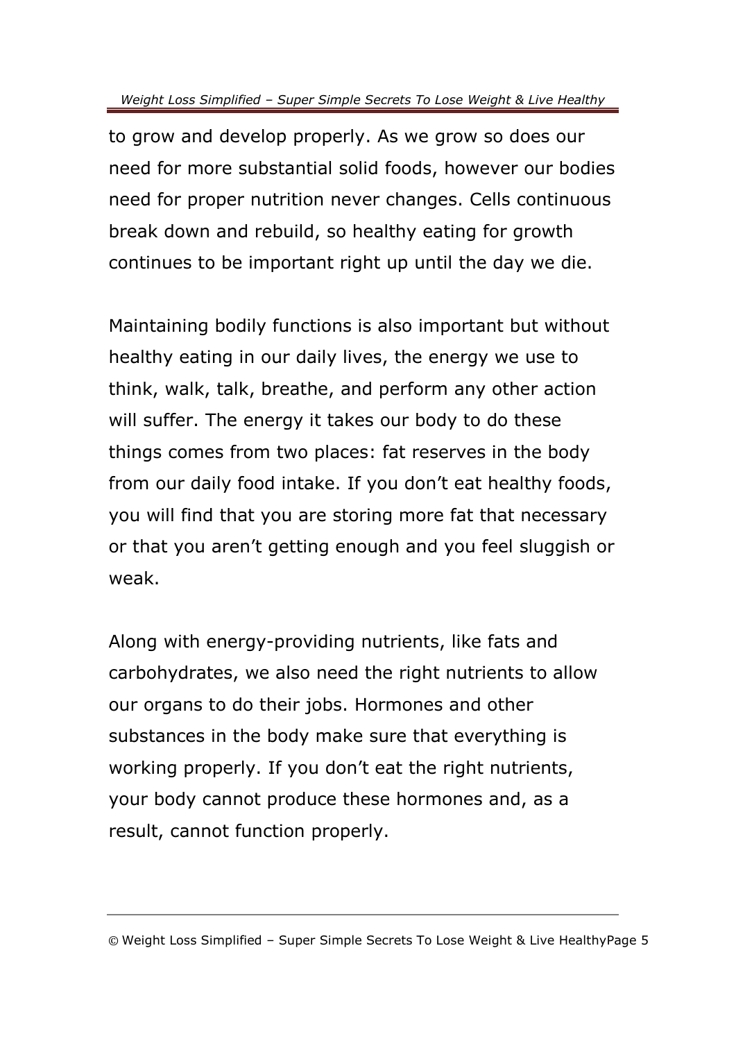to grow and develop properly. As we grow so does our need for more substantial solid foods, however our bodies need for proper nutrition never changes. Cells continuous break down and rebuild, so healthy eating for growth continues to be important right up until the day we die.

Maintaining bodily functions is also important but without healthy eating in our daily lives, the energy we use to think, walk, talk, breathe, and perform any other action will suffer. The energy it takes our body to do these things comes from two places: fat reserves in the body from our daily food intake. If you don't eat healthy foods, you will find that you are storing more fat that necessary or that you aren't getting enough and you feel sluggish or weak.

Along with energy-providing nutrients, like fats and carbohydrates, we also need the right nutrients to allow our organs to do their jobs. Hormones and other substances in the body make sure that everything is working properly. If you don't eat the right nutrients, your body cannot produce these hormones and, as a result, cannot function properly.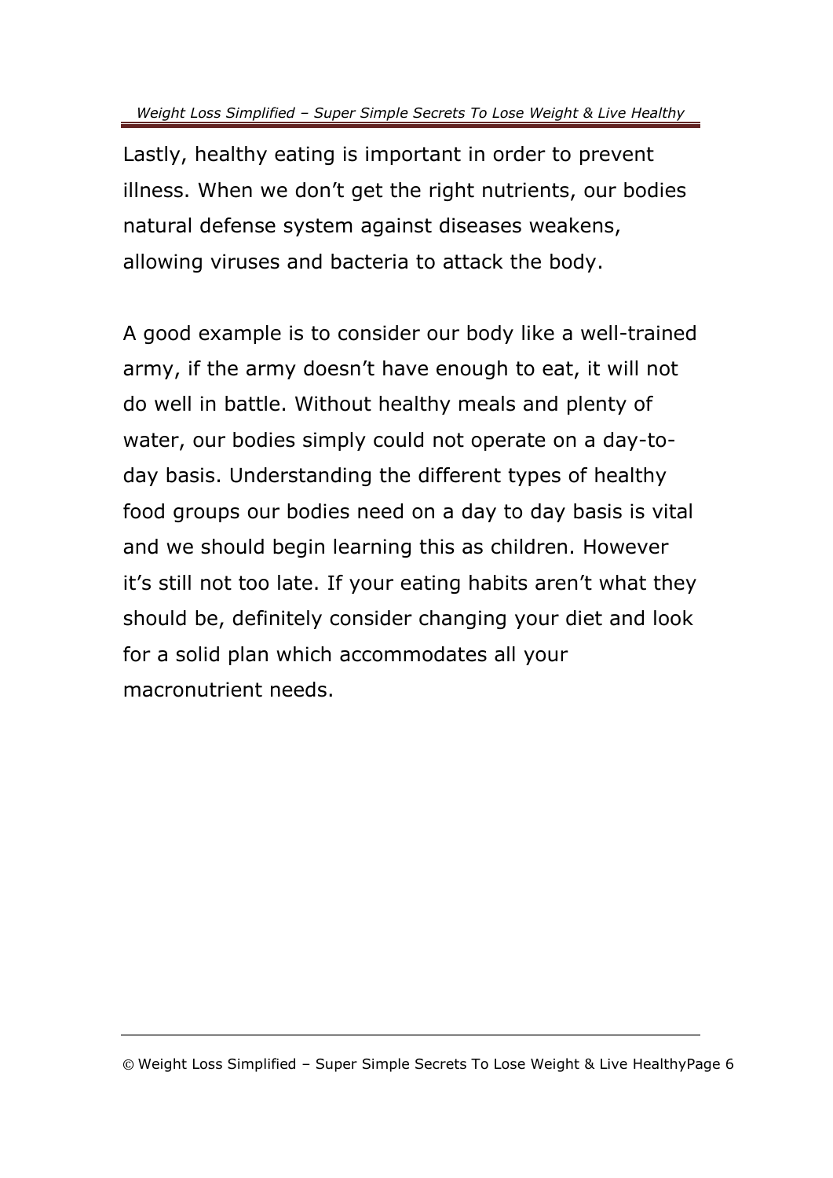Lastly, healthy eating is important in order to prevent illness. When we don't get the right nutrients, our bodies natural defense system against diseases weakens, allowing viruses and bacteria to attack the body.

A good example is to consider our body like a well-trained army, if the army doesn't have enough to eat, it will not do well in battle. Without healthy meals and plenty of water, our bodies simply could not operate on a day-to-day basis. Understanding the different types of healthy food groups our bodies need on a day to day basis is vital and we should begin learning this as children. However it's still not too late. If your eating habits aren't what they should be, definitely consider changing your diet and look for a solid plan which accommodates all your macronutrient needs.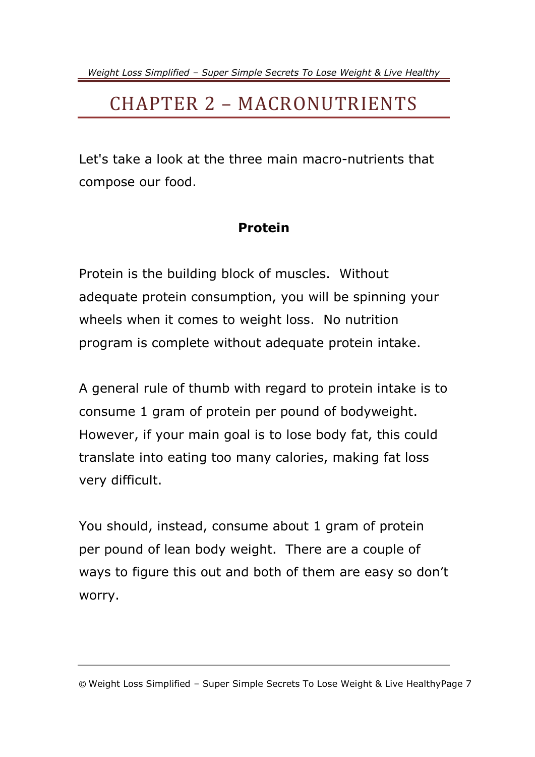# CHAPTER 2 – MACRONUTRIENTS

Let's take a look at the three main macro-nutrients that compose our food.

### Protein

Protein is the building block of muscles. Without adequate protein consumption, you will be spinning your wheels when it comes to weight loss. No nutrition program is complete without adequate protein intake.

A general rule of thumb with regard to protein intake is to consume 1 gram of protein per pound of bodyweight. However, if your main goal is to lose body fat, this could translate into eating too many calories, making fat loss very difficult.

You should, instead, consume about 1 gram of protein per pound of lean body weight. There are a couple of ways to figure this out and both of them are easy so don't worry.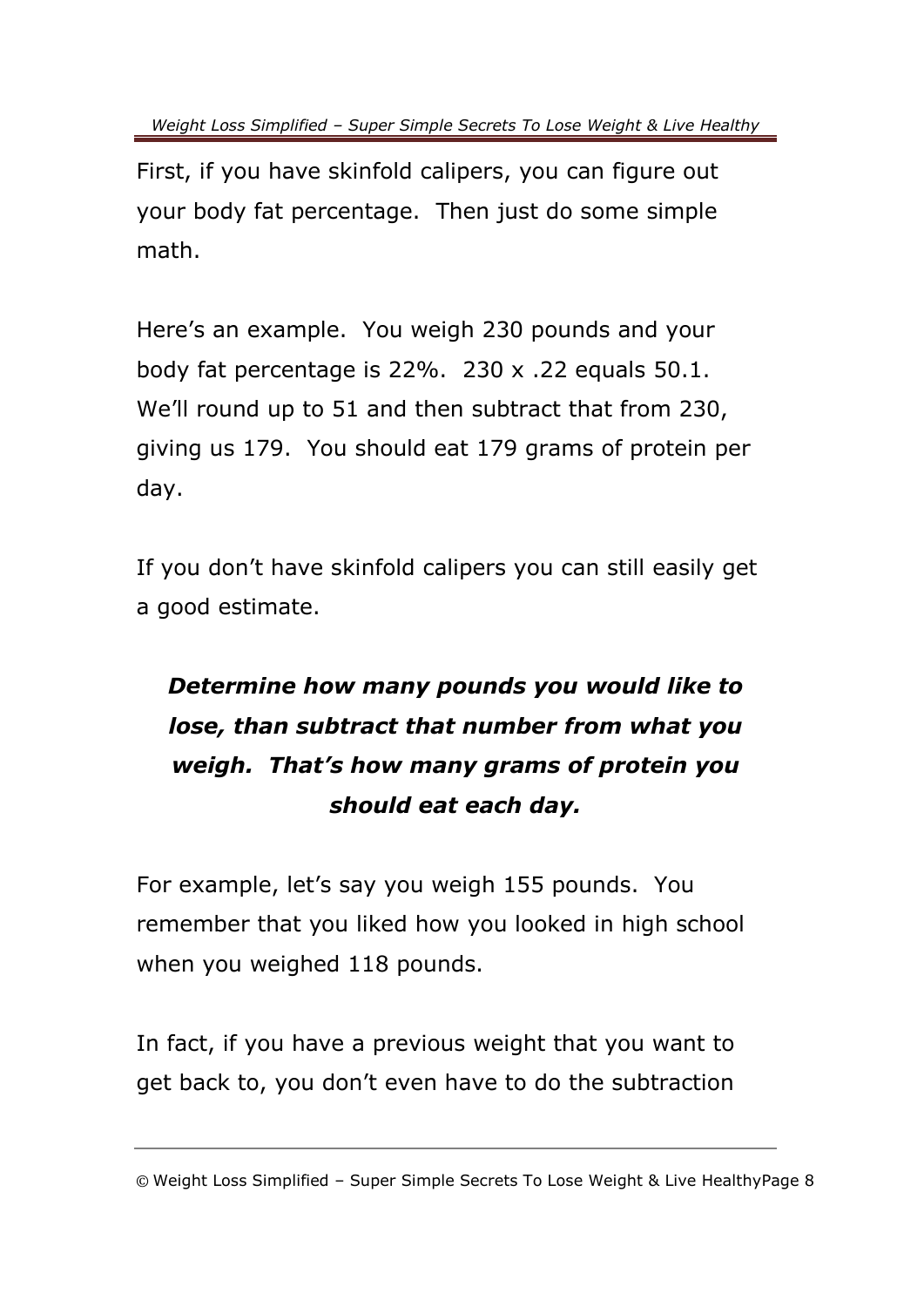First, if you have skinfold calipers, you can figure out your body fat percentage. Then just do some simple math.

Here's an example. You weigh 230 pounds and your body fat percentage is 22%. 230 x .22 equals 50.1. We'll round up to 51 and then subtract that from 230, giving us 179. You should eat 179 grams of protein per day.

If you don't have skinfold calipers you can still easily get a good estimate.

***Determine how many pounds you would like to lose, than subtract that number from what you weigh. That's how many grams of protein you should eat each day.***

For example, let's say you weigh 155 pounds. You remember that you liked how you looked in high school when you weighed 118 pounds.

In fact, if you have a previous weight that you want to get back to, you don't even have to do the subtraction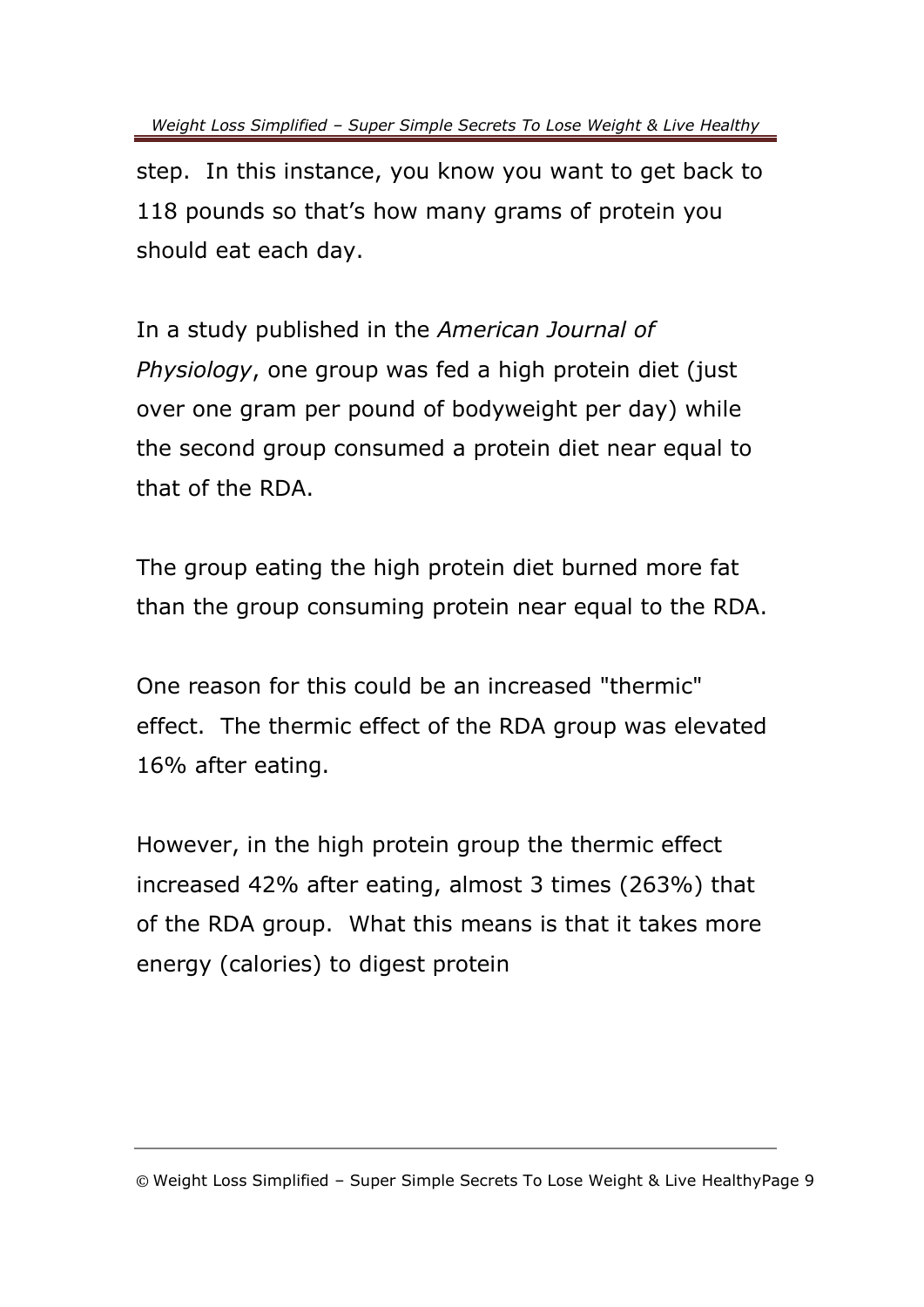step. In this instance, you know you want to get back to 118 pounds so that's how many grams of protein you should eat each day.

In a study published in the *American Journal of Physiology*, one group was fed a high protein diet (just over one gram per pound of bodyweight per day) while the second group consumed a protein diet near equal to that of the RDA.

The group eating the high protein diet burned more fat than the group consuming protein near equal to the RDA.

One reason for this could be an increased "thermic" effect. The thermic effect of the RDA group was elevated 16% after eating.

However, in the high protein group the thermic effect increased 42% after eating, almost 3 times (263%) that of the RDA group. What this means is that it takes more energy (calories) to digest protein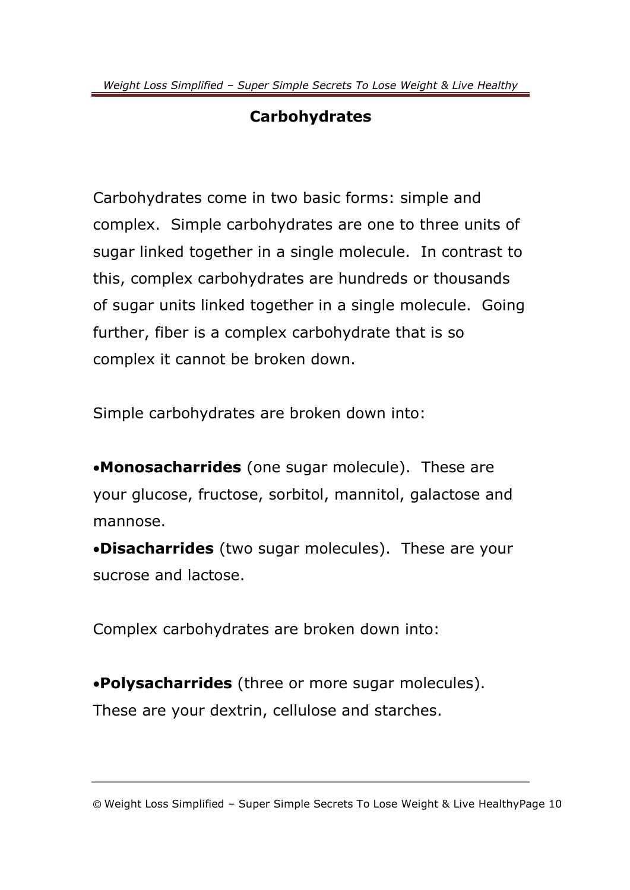## Carbohydrates

Carbohydrates come in two basic forms: simple and complex. Simple carbohydrates are one to three units of sugar linked together in a single molecule. In contrast to this, complex carbohydrates are hundreds or thousands of sugar units linked together in a single molecule. Going further, fiber is a complex carbohydrate that is so complex it cannot be broken down.

Simple carbohydrates are broken down into:

- **Monosacharrides** (one sugar molecule). These are your glucose, fructose, sorbitol, mannitol, galactose and mannose.
- **Disacharrides** (two sugar molecules). These are your sucrose and lactose.

Complex carbohydrates are broken down into:

- **Polysacharrides** (three or more sugar molecules). These are your dextrin, cellulose and starches.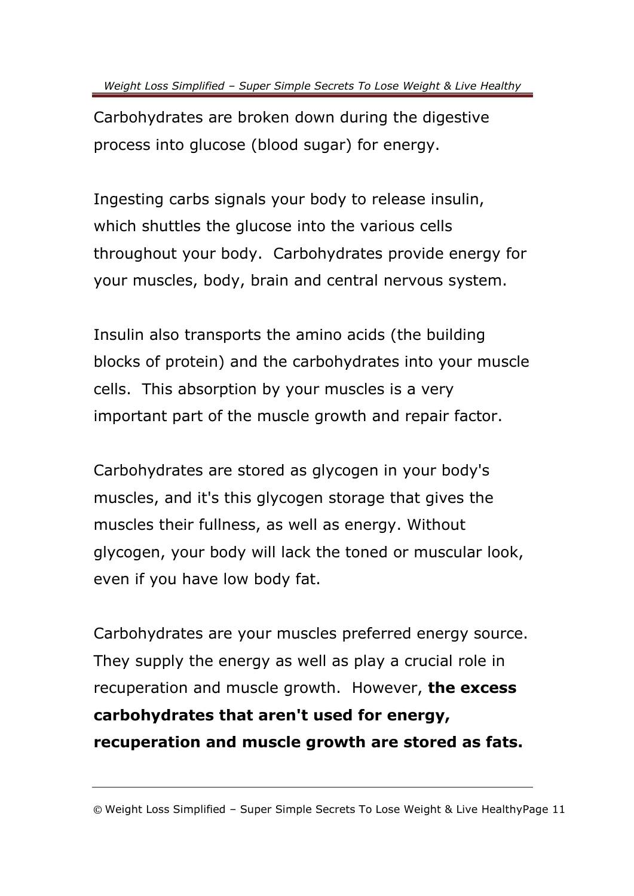Carbohydrates are broken down during the digestive process into glucose (blood sugar) for energy.

Ingesting carbs signals your body to release insulin, which shuttles the glucose into the various cells throughout your body.  Carbohydrates provide energy for your muscles, body, brain and central nervous system.

Insulin also transports the amino acids (the building blocks of protein) and the carbohydrates into your muscle cells.  This absorption by your muscles is a very important part of the muscle growth and repair factor.

Carbohydrates are stored as glycogen in your body's muscles, and it's this glycogen storage that gives the muscles their fullness, as well as energy. Without glycogen, your body will lack the toned or muscular look, even if you have low body fat.

Carbohydrates are your muscles preferred energy source. They supply the energy as well as play a crucial role in recuperation and muscle growth.  However, **the excess carbohydrates that aren't used for energy, recuperation and muscle growth are stored as fats.**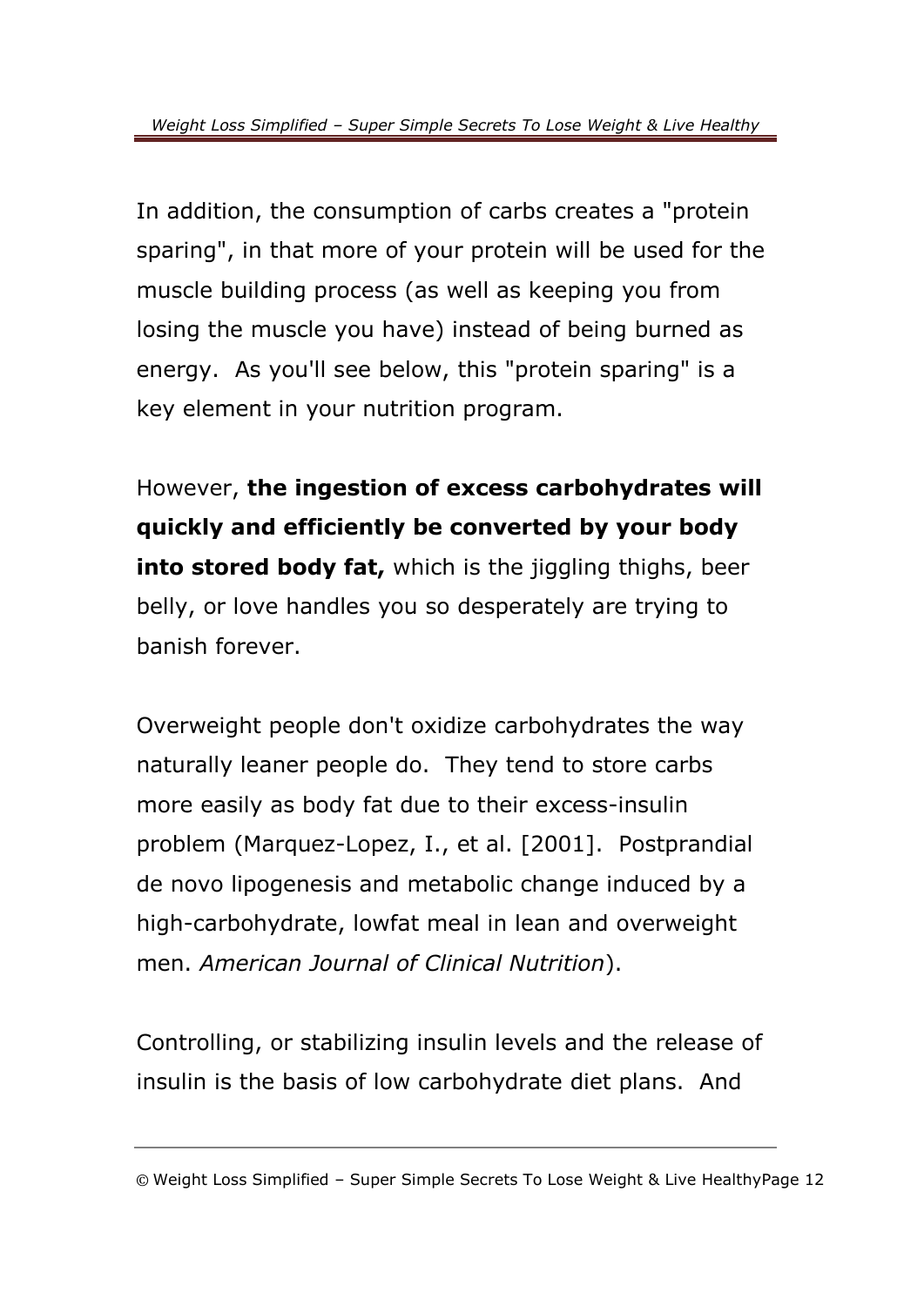In addition, the consumption of carbs creates a "protein sparing", in that more of your protein will be used for the muscle building process (as well as keeping you from losing the muscle you have) instead of being burned as energy. As you'll see below, this "protein sparing" is a key element in your nutrition program.

However, **the ingestion of excess carbohydrates will quickly and efficiently be converted by your body into stored body fat,** which is the jiggling thighs, beer belly, or love handles you so desperately are trying to banish forever.

Overweight people don't oxidize carbohydrates the way naturally leaner people do. They tend to store carbs more easily as body fat due to their excess-insulin problem (Marquez-Lopez, I., et al. [2001]. Postprandial de novo lipogenesis and metabolic change induced by a high-carbohydrate, lowfat meal in lean and overweight men. *American Journal of Clinical Nutrition*).

Controlling, or stabilizing insulin levels and the release of insulin is the basis of low carbohydrate diet plans. And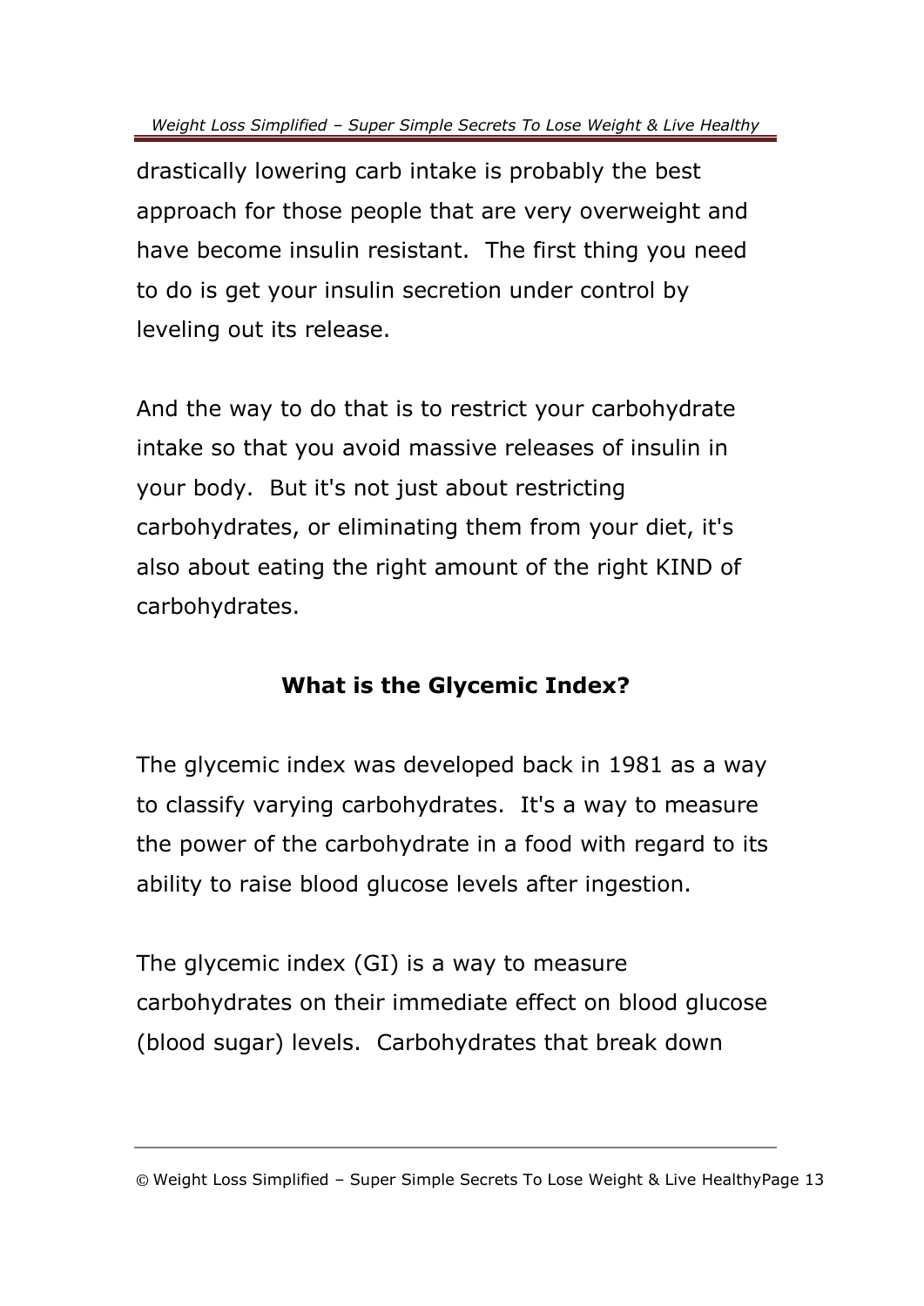drastically lowering carb intake is probably the best approach for those people that are very overweight and have become insulin resistant. The first thing you need to do is get your insulin secretion under control by leveling out its release.

And the way to do that is to restrict your carbohydrate intake so that you avoid massive releases of insulin in your body. But it's not just about restricting carbohydrates, or eliminating them from your diet, it's also about eating the right amount of the right KIND of carbohydrates.

## What is the Glycemic Index?

The glycemic index was developed back in 1981 as a way to classify varying carbohydrates. It's a way to measure the power of the carbohydrate in a food with regard to its ability to raise blood glucose levels after ingestion.

The glycemic index (GI) is a way to measure carbohydrates on their immediate effect on blood glucose (blood sugar) levels. Carbohydrates that break down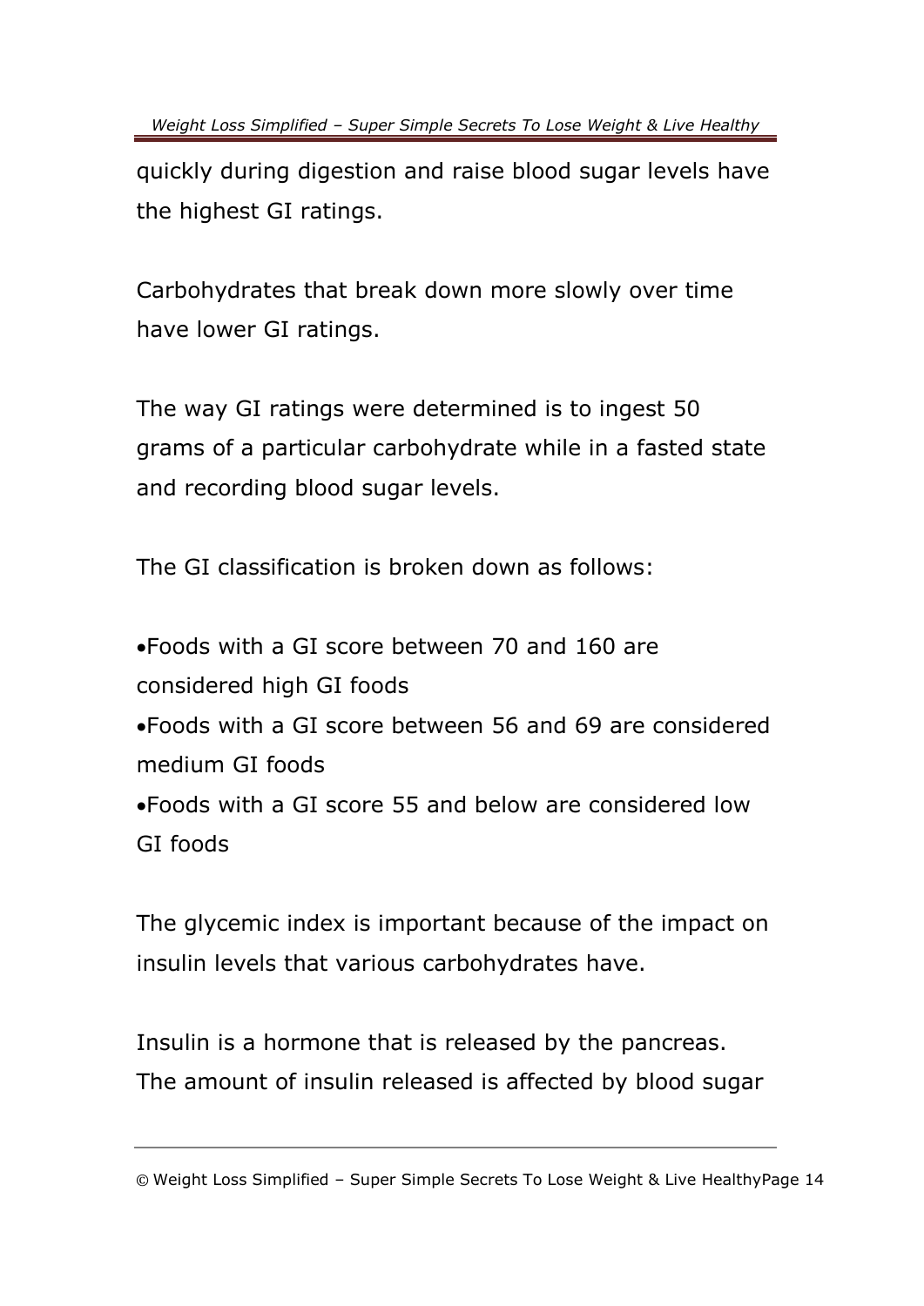quickly during digestion and raise blood sugar levels have the highest GI ratings.

Carbohydrates that break down more slowly over time have lower GI ratings.

The way GI ratings were determined is to ingest 50 grams of a particular carbohydrate while in a fasted state and recording blood sugar levels.

The GI classification is broken down as follows:

- Foods with a GI score between 70 and 160 are considered high GI foods
- Foods with a GI score between 56 and 69 are considered medium GI foods
- Foods with a GI score 55 and below are considered low GI foods

The glycemic index is important because of the impact on insulin levels that various carbohydrates have.

Insulin is a hormone that is released by the pancreas. The amount of insulin released is affected by blood sugar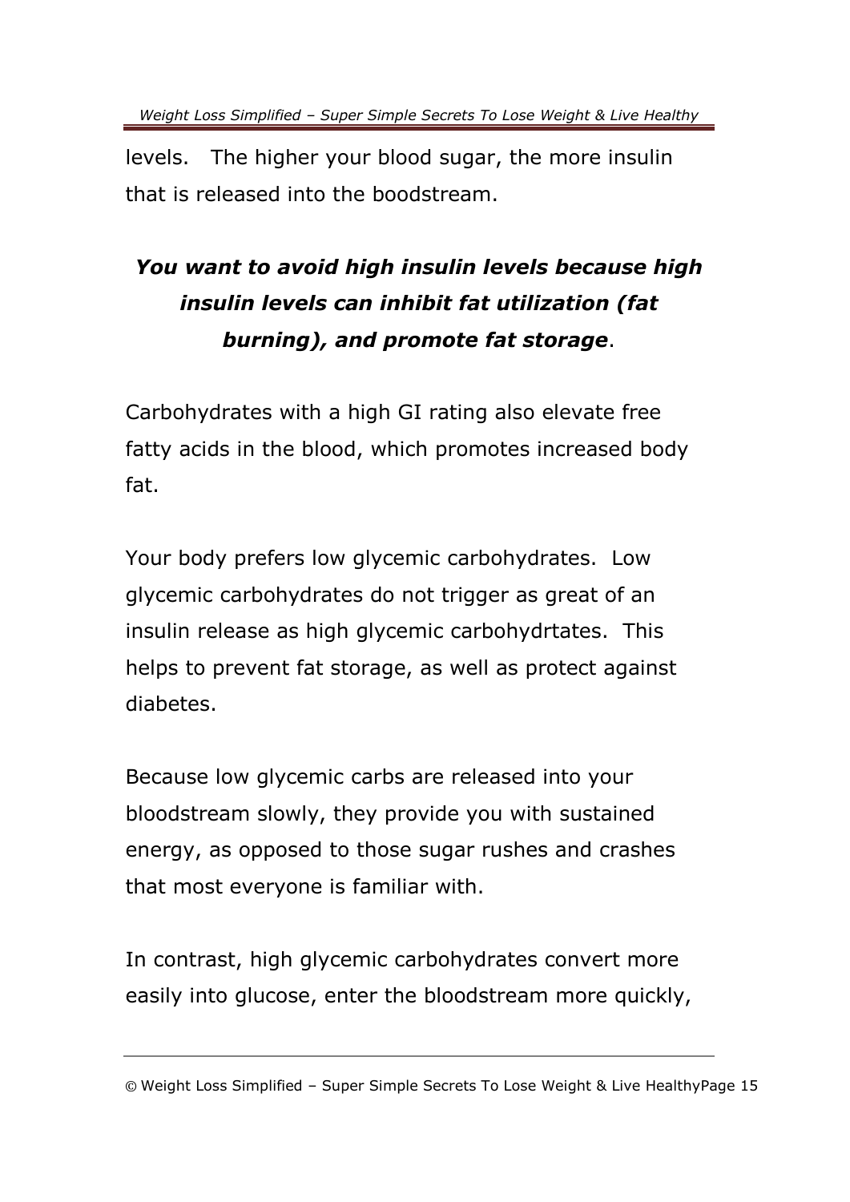levels. The higher your blood sugar, the more insulin that is released into the boodstream.

***You want to avoid high insulin levels because high insulin levels can inhibit fat utilization (fat burning), and promote fat storage***.

Carbohydrates with a high GI rating also elevate free fatty acids in the blood, which promotes increased body fat.

Your body prefers low glycemic carbohydrates. Low glycemic carbohydrates do not trigger as great of an insulin release as high glycemic carbohydrtates. This helps to prevent fat storage, as well as protect against diabetes.

Because low glycemic carbs are released into your bloodstream slowly, they provide you with sustained energy, as opposed to those sugar rushes and crashes that most everyone is familiar with.

In contrast, high glycemic carbohydrates convert more easily into glucose, enter the bloodstream more quickly,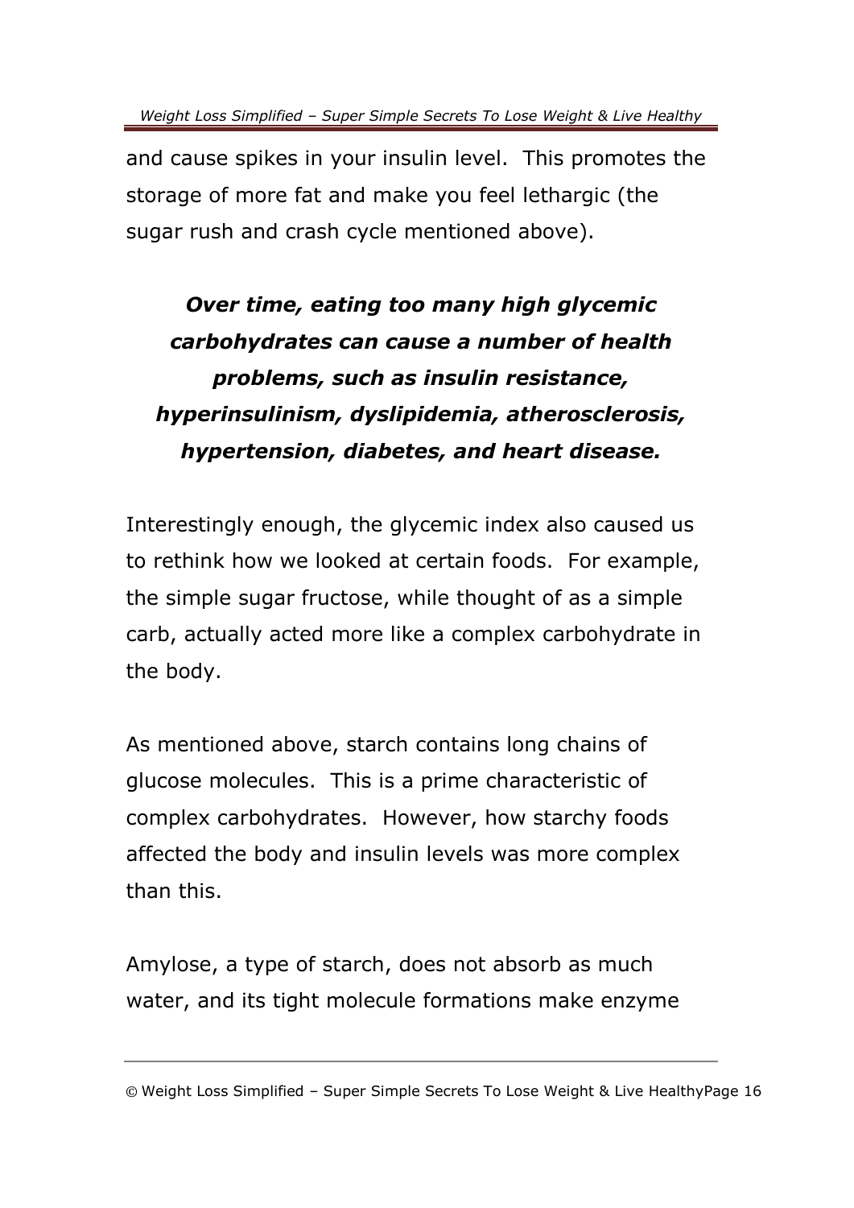and cause spikes in your insulin level. This promotes the storage of more fat and make you feel lethargic (the sugar rush and crash cycle mentioned above).

***Over time, eating too many high glycemic carbohydrates can cause a number of health problems, such as insulin resistance, hyperinsulinism, dyslipidemia, atherosclerosis, hypertension, diabetes, and heart disease.***

Interestingly enough, the glycemic index also caused us to rethink how we looked at certain foods. For example, the simple sugar fructose, while thought of as a simple carb, actually acted more like a complex carbohydrate in the body.

As mentioned above, starch contains long chains of glucose molecules. This is a prime characteristic of complex carbohydrates. However, how starchy foods affected the body and insulin levels was more complex than this.

Amylose, a type of starch, does not absorb as much water, and its tight molecule formations make enzyme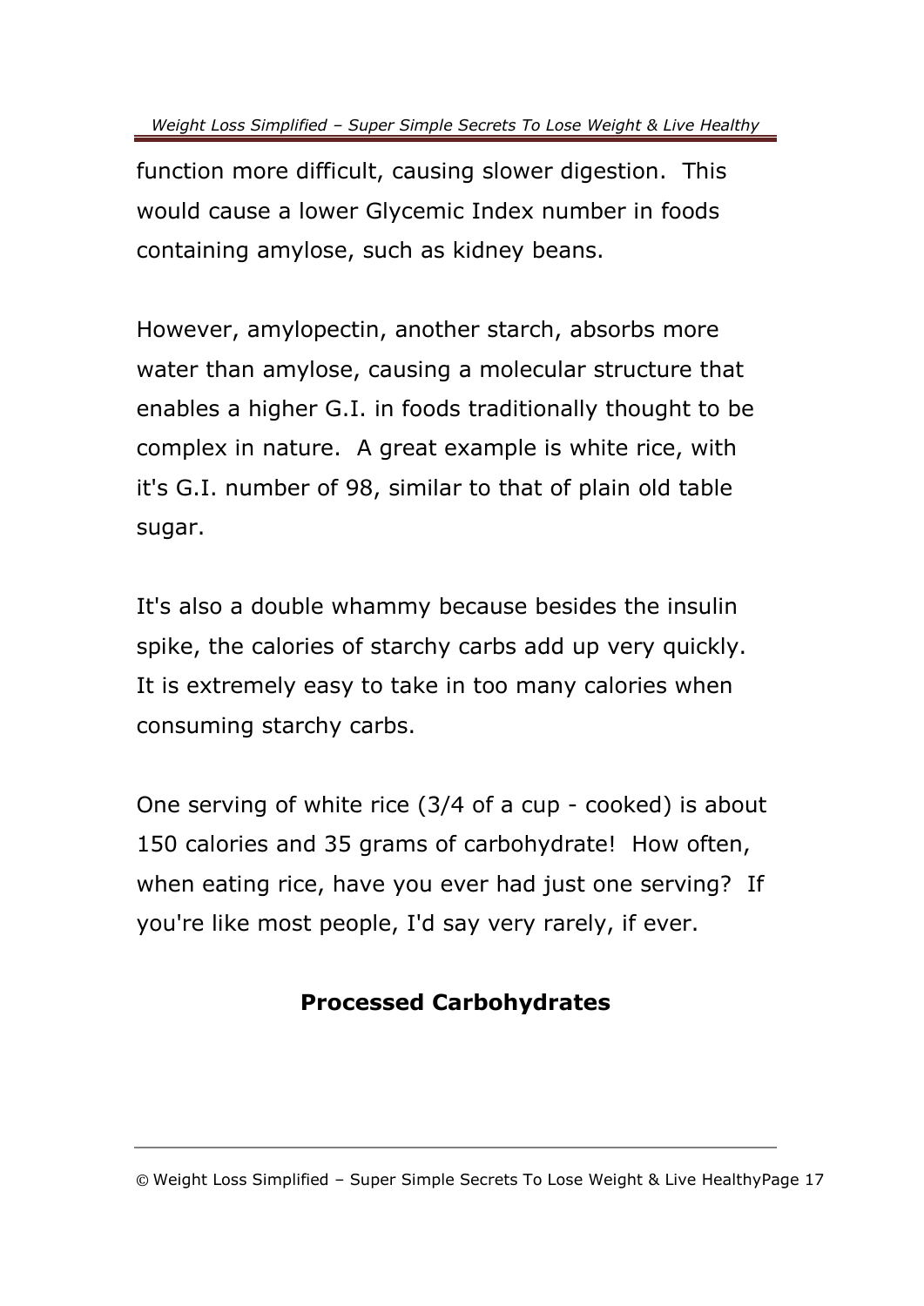function more difficult, causing slower digestion.  This would cause a lower Glycemic Index number in foods containing amylose, such as kidney beans.

However, amylopectin, another starch, absorbs more water than amylose, causing a molecular structure that enables a higher G.I. in foods traditionally thought to be complex in nature.  A great example is white rice, with it's G.I. number of 98, similar to that of plain old table sugar.

It's also a double whammy because besides the insulin spike, the calories of starchy carbs add up very quickly.  It is extremely easy to take in too many calories when consuming starchy carbs.

One serving of white rice (3/4 of a cup - cooked) is about 150 calories and 35 grams of carbohydrate!  How often, when eating rice, have you ever had just one serving?  If you're like most people, I'd say very rarely, if ever.

## Processed Carbohydrates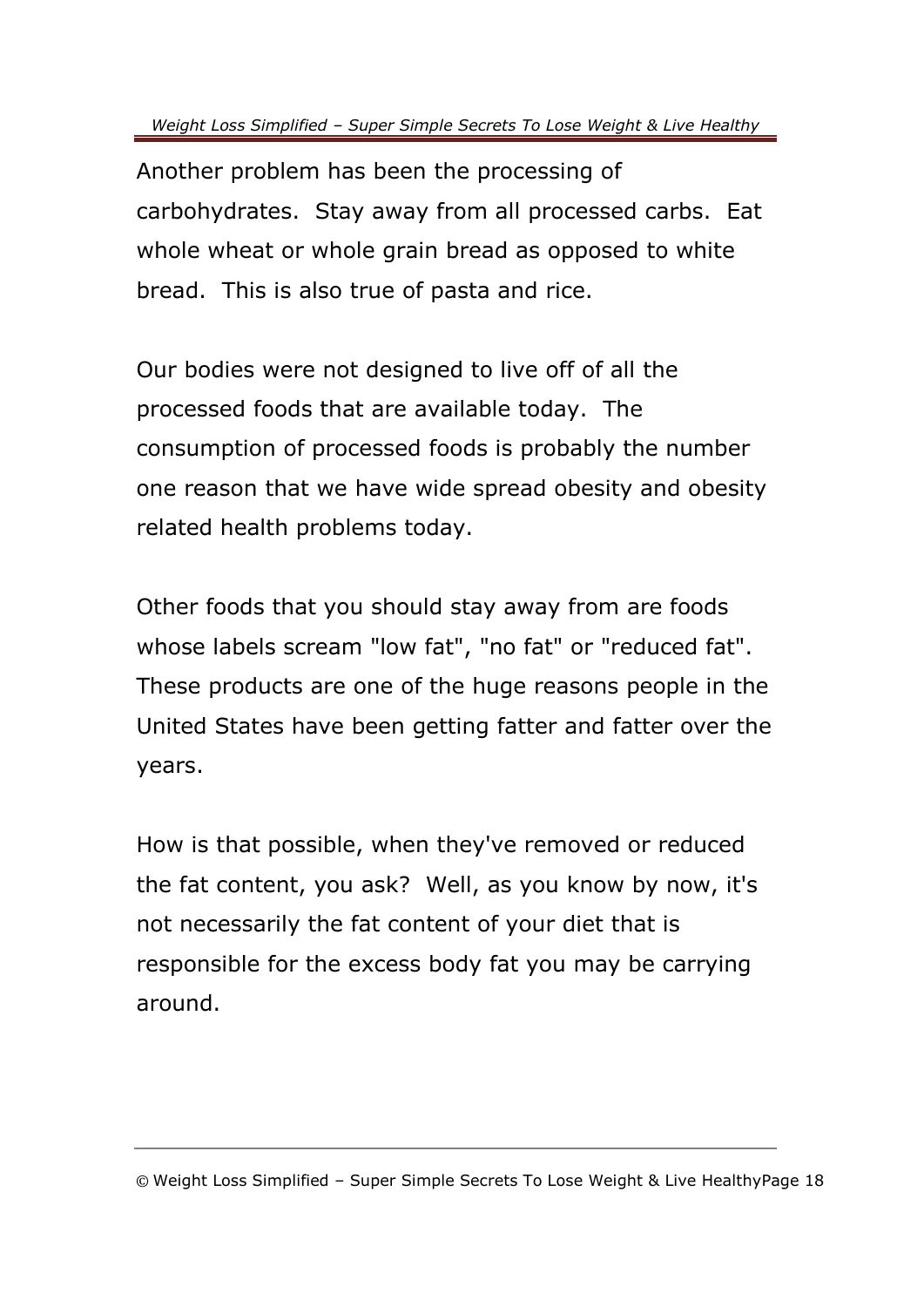Another problem has been the processing of carbohydrates. Stay away from all processed carbs. Eat whole wheat or whole grain bread as opposed to white bread. This is also true of pasta and rice.

Our bodies were not designed to live off of all the processed foods that are available today. The consumption of processed foods is probably the number one reason that we have wide spread obesity and obesity related health problems today.

Other foods that you should stay away from are foods whose labels scream "low fat", "no fat" or "reduced fat". These products are one of the huge reasons people in the United States have been getting fatter and fatter over the years.

How is that possible, when they've removed or reduced the fat content, you ask? Well, as you know by now, it's not necessarily the fat content of your diet that is responsible for the excess body fat you may be carrying around.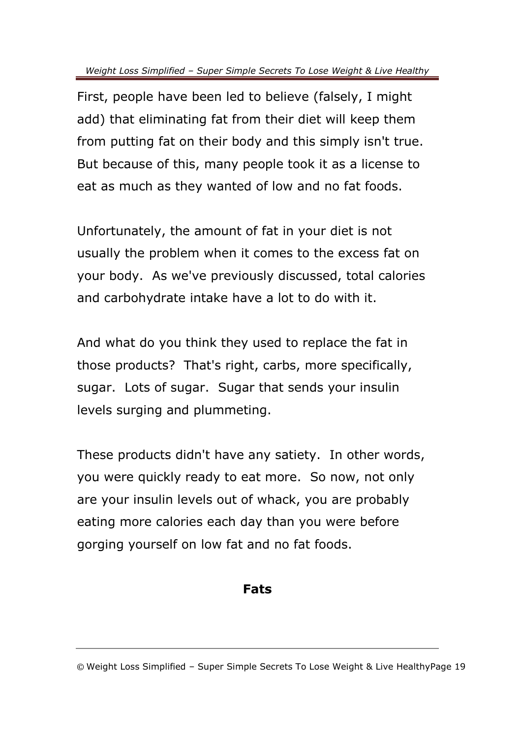First, people have been led to believe (falsely, I might add) that eliminating fat from their diet will keep them from putting fat on their body and this simply isn't true. But because of this, many people took it as a license to eat as much as they wanted of low and no fat foods.

Unfortunately, the amount of fat in your diet is not usually the problem when it comes to the excess fat on your body. As we've previously discussed, total calories and carbohydrate intake have a lot to do with it.

And what do you think they used to replace the fat in those products? That's right, carbs, more specifically, sugar. Lots of sugar. Sugar that sends your insulin levels surging and plummeting.

These products didn't have any satiety. In other words, you were quickly ready to eat more. So now, not only are your insulin levels out of whack, you are probably eating more calories each day than you were before gorging yourself on low fat and no fat foods.

## Fats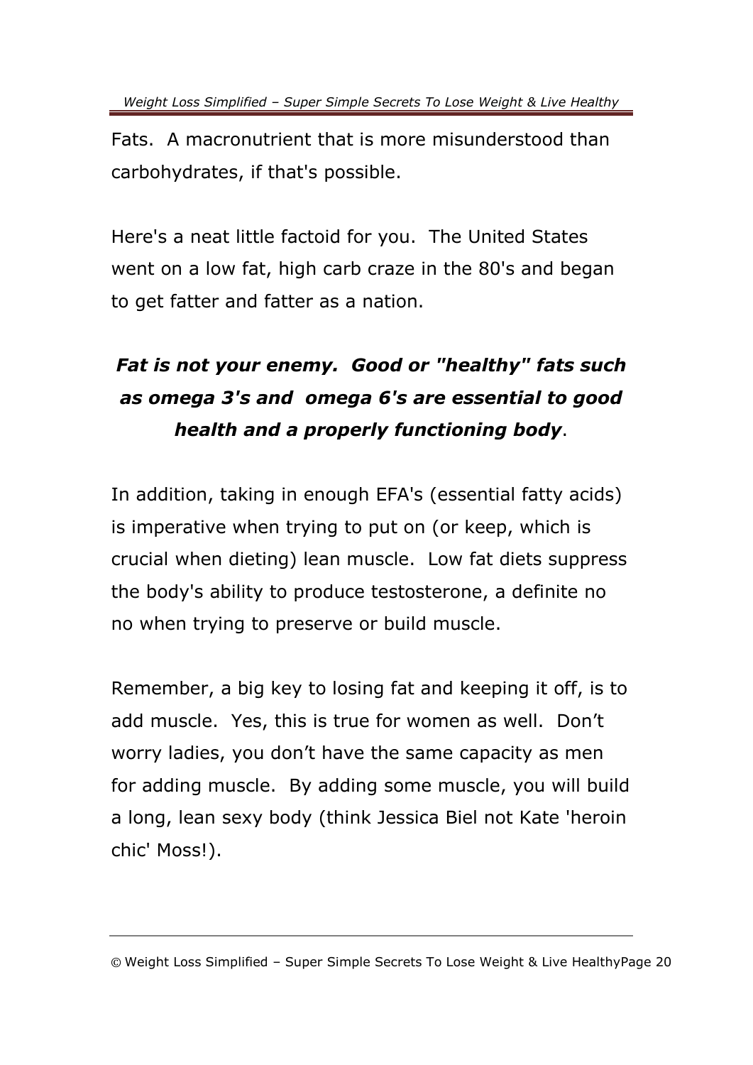Fats. A macronutrient that is more misunderstood than carbohydrates, if that's possible.

Here's a neat little factoid for you. The United States went on a low fat, high carb craze in the 80's and began to get fatter and fatter as a nation.

***Fat is not your enemy. Good or "healthy" fats such as omega 3's and omega 6's are essential to good health and a properly functioning body***.

In addition, taking in enough EFA's (essential fatty acids) is imperative when trying to put on (or keep, which is crucial when dieting) lean muscle. Low fat diets suppress the body's ability to produce testosterone, a definite no no when trying to preserve or build muscle.

Remember, a big key to losing fat and keeping it off, is to add muscle. Yes, this is true for women as well. Don't worry ladies, you don't have the same capacity as men for adding muscle. By adding some muscle, you will build a long, lean sexy body (think Jessica Biel not Kate 'heroin chic' Moss!).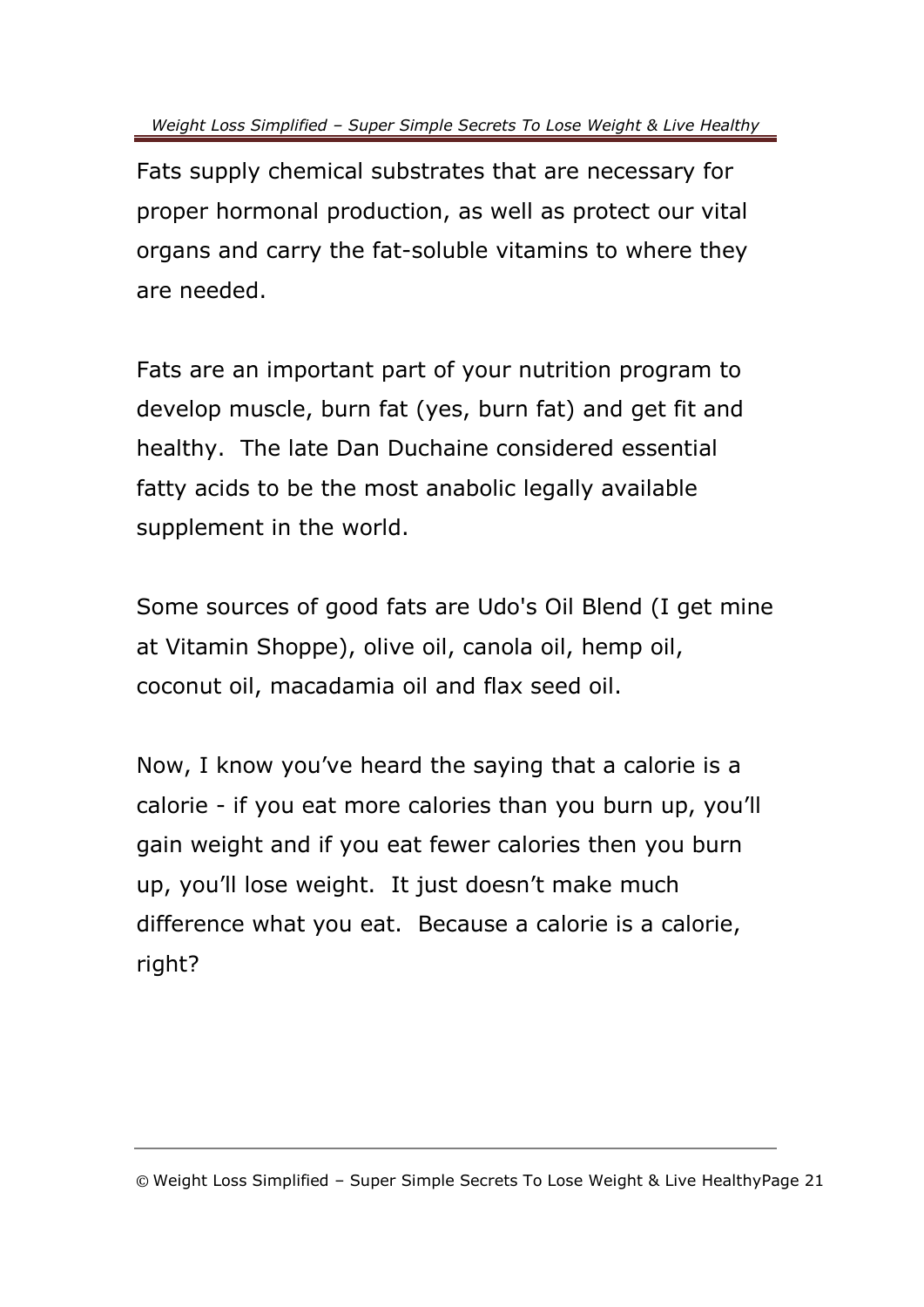Fats supply chemical substrates that are necessary for proper hormonal production, as well as protect our vital organs and carry the fat-soluble vitamins to where they are needed.

Fats are an important part of your nutrition program to develop muscle, burn fat (yes, burn fat) and get fit and healthy. The late Dan Duchaine considered essential fatty acids to be the most anabolic legally available supplement in the world.

Some sources of good fats are Udo's Oil Blend (I get mine at Vitamin Shoppe), olive oil, canola oil, hemp oil, coconut oil, macadamia oil and flax seed oil.

Now, I know you've heard the saying that a calorie is a calorie - if you eat more calories than you burn up, you'll gain weight and if you eat fewer calories then you burn up, you'll lose weight. It just doesn't make much difference what you eat. Because a calorie is a calorie, right?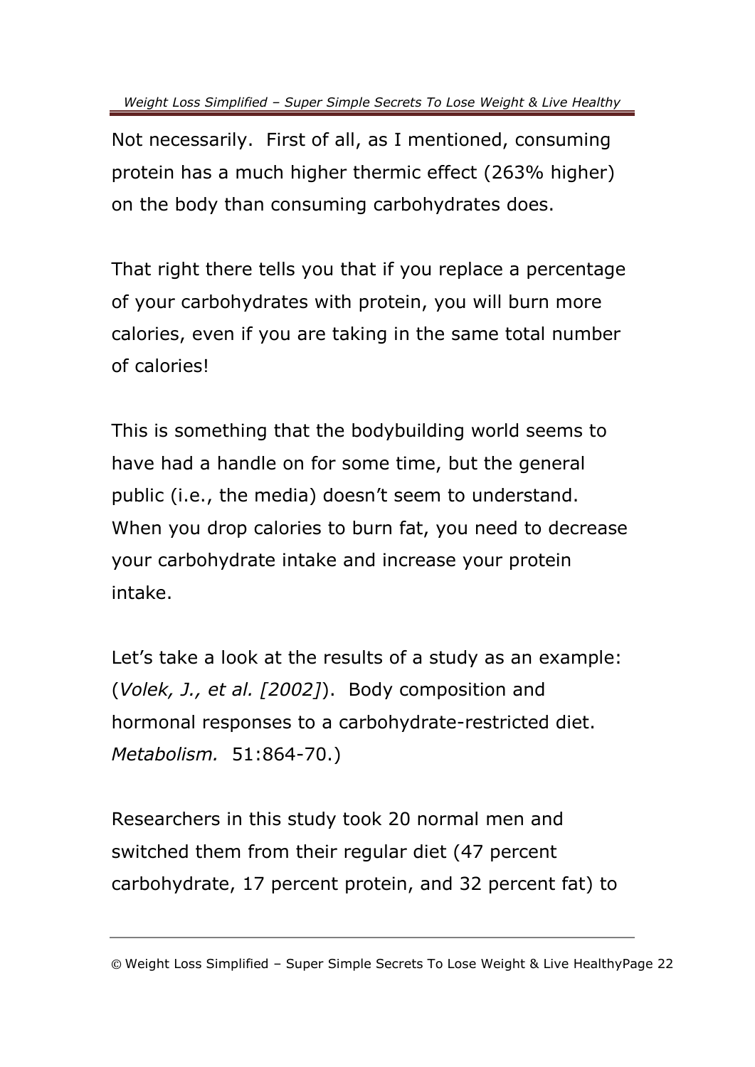Not necessarily. First of all, as I mentioned, consuming protein has a much higher thermic effect (263% higher) on the body than consuming carbohydrates does.

That right there tells you that if you replace a percentage of your carbohydrates with protein, you will burn more calories, even if you are taking in the same total number of calories!

This is something that the bodybuilding world seems to have had a handle on for some time, but the general public (i.e., the media) doesn't seem to understand. When you drop calories to burn fat, you need to decrease your carbohydrate intake and increase your protein intake.

Let's take a look at the results of a study as an example: (*Volek, J., et al. [2002]*). Body composition and hormonal responses to a carbohydrate-restricted diet. *Metabolism.* 51:864-70.)

Researchers in this study took 20 normal men and switched them from their regular diet (47 percent carbohydrate, 17 percent protein, and 32 percent fat) to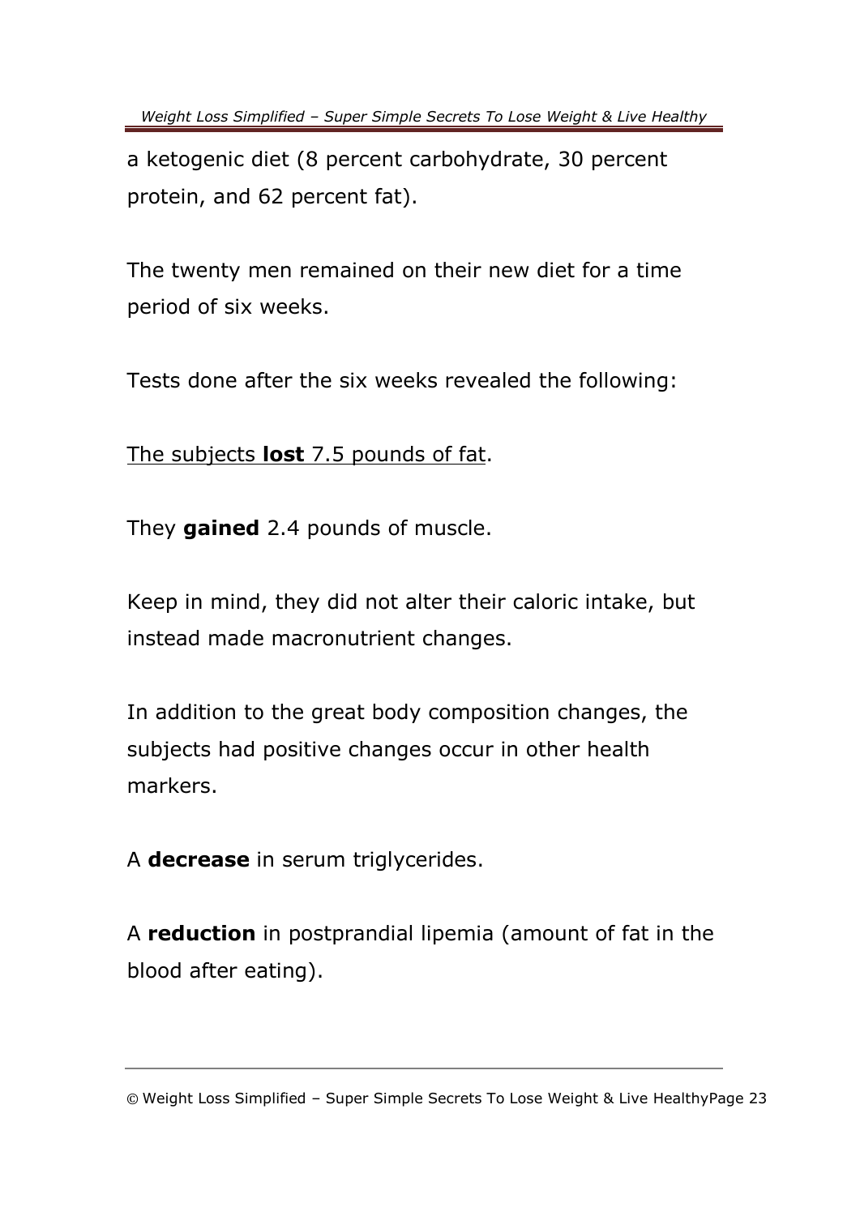a ketogenic diet (8 percent carbohydrate, 30 percent protein, and 62 percent fat).

The twenty men remained on their new diet for a time period of six weeks.

Tests done after the six weeks revealed the following:

<u>The subjects **lost** 7.5 pounds of fat</u>.

They **gained** 2.4 pounds of muscle.

Keep in mind, they did not alter their caloric intake, but instead made macronutrient changes.

In addition to the great body composition changes, the subjects had positive changes occur in other health markers.

A **decrease** in serum triglycerides.

A **reduction** in postprandial lipemia (amount of fat in the blood after eating).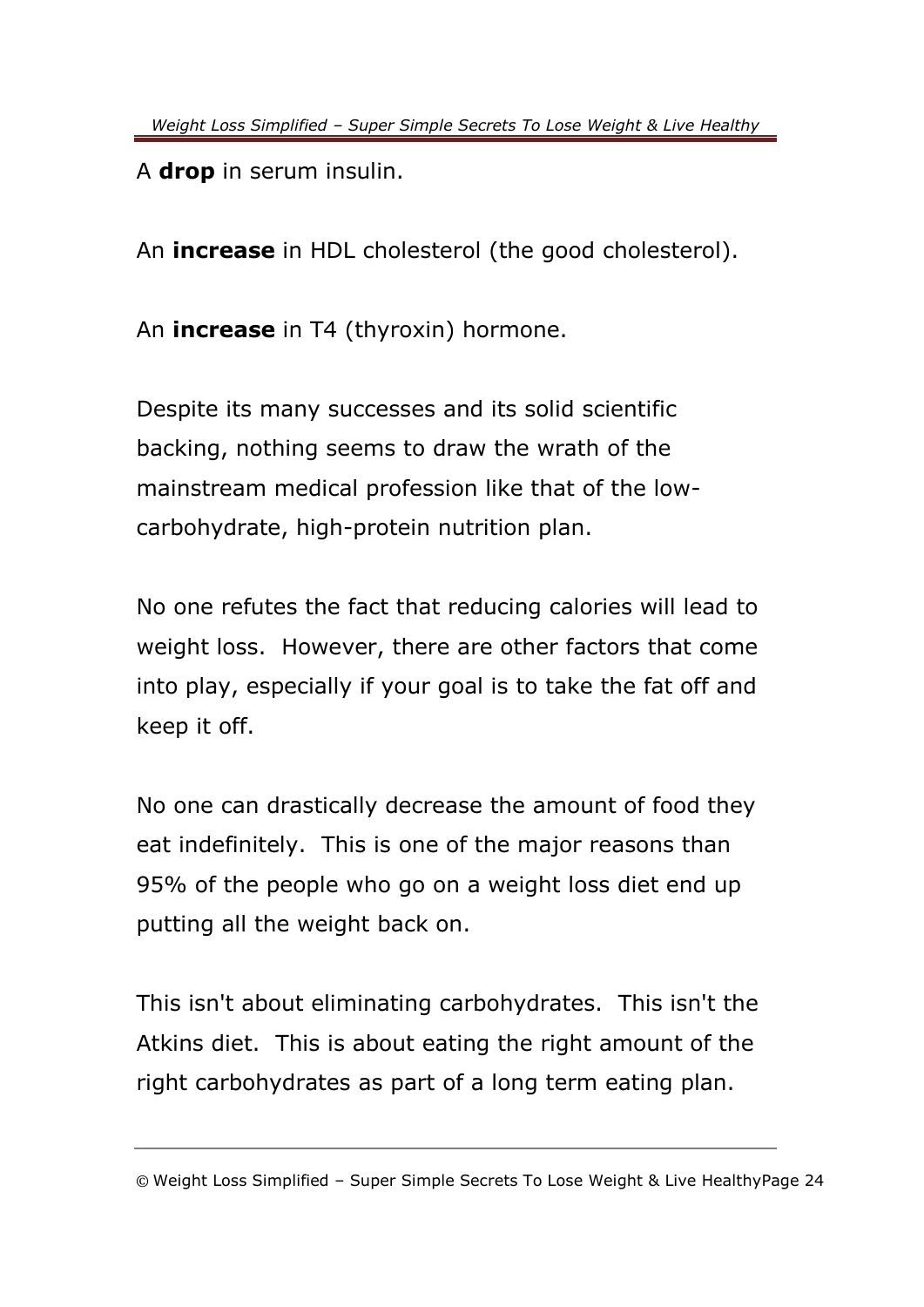A **drop** in serum insulin.

An **increase** in HDL cholesterol (the good cholesterol).

An **increase** in T4 (thyroxin) hormone.

Despite its many successes and its solid scientific backing, nothing seems to draw the wrath of the mainstream medical profession like that of the low-carbohydrate, high-protein nutrition plan.

No one refutes the fact that reducing calories will lead to weight loss. However, there are other factors that come into play, especially if your goal is to take the fat off and keep it off.

No one can drastically decrease the amount of food they eat indefinitely. This is one of the major reasons than 95% of the people who go on a weight loss diet end up putting all the weight back on.

This isn't about eliminating carbohydrates. This isn't the Atkins diet. This is about eating the right amount of the right carbohydrates as part of a long term eating plan.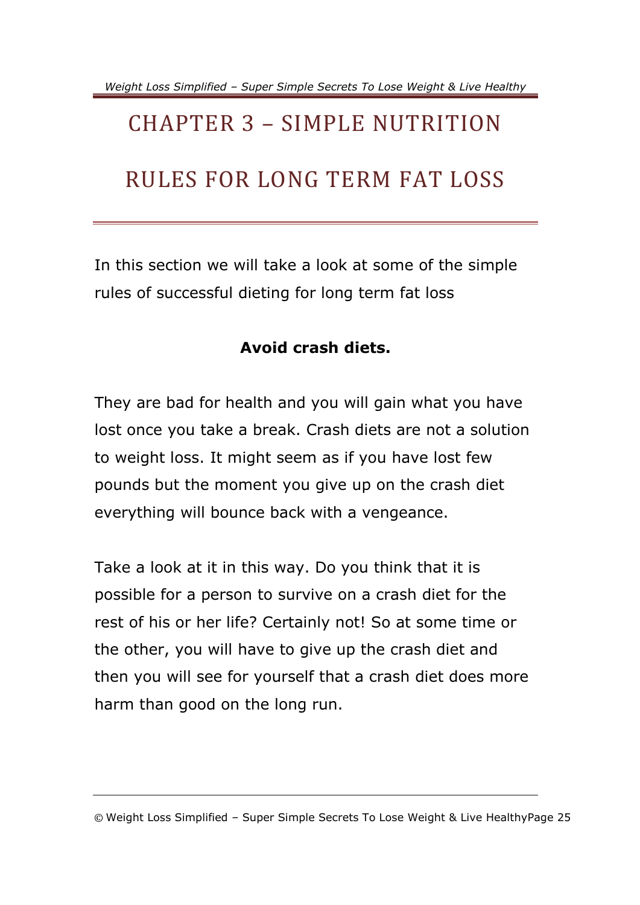# CHAPTER 3 – SIMPLE NUTRITION RULES FOR LONG TERM FAT LOSS

In this section we will take a look at some of the simple rules of successful dieting for long term fat loss

**Avoid crash diets.**

They are bad for health and you will gain what you have lost once you take a break. Crash diets are not a solution to weight loss. It might seem as if you have lost few pounds but the moment you give up on the crash diet everything will bounce back with a vengeance.

Take a look at it in this way. Do you think that it is possible for a person to survive on a crash diet for the rest of his or her life? Certainly not! So at some time or the other, you will have to give up the crash diet and then you will see for yourself that a crash diet does more harm than good on the long run.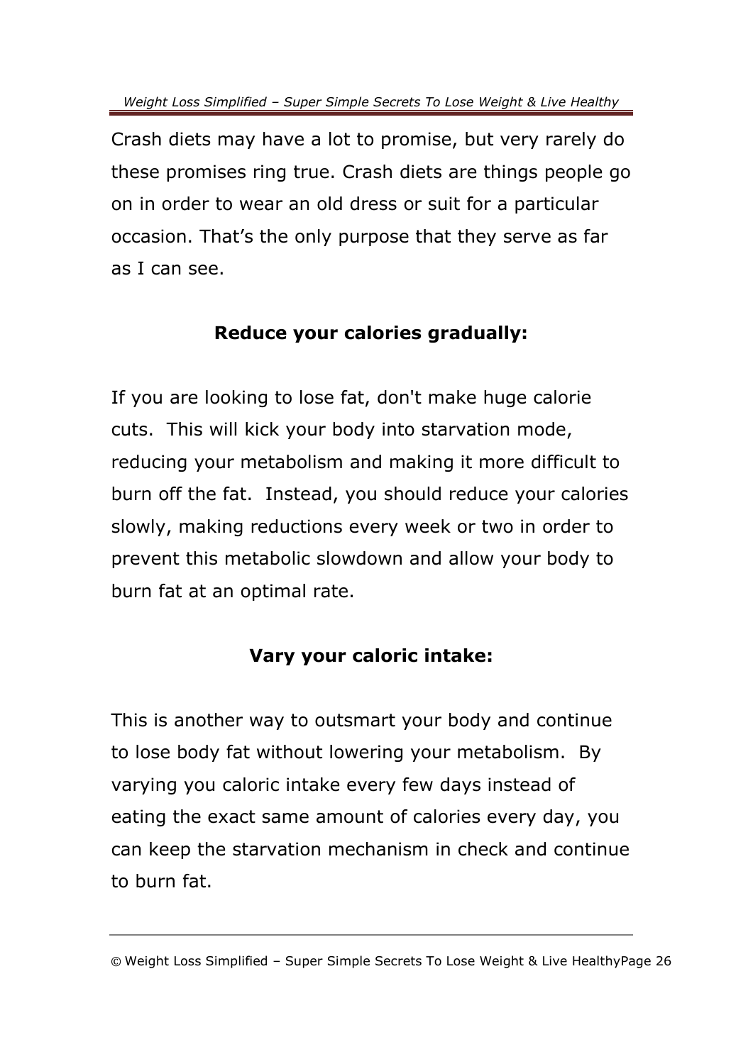Crash diets may have a lot to promise, but very rarely do these promises ring true. Crash diets are things people go on in order to wear an old dress or suit for a particular occasion. That's the only purpose that they serve as far as I can see.

## Reduce your calories gradually:

If you are looking to lose fat, don't make huge calorie cuts. This will kick your body into starvation mode, reducing your metabolism and making it more difficult to burn off the fat. Instead, you should reduce your calories slowly, making reductions every week or two in order to prevent this metabolic slowdown and allow your body to burn fat at an optimal rate.

## Vary your caloric intake:

This is another way to outsmart your body and continue to lose body fat without lowering your metabolism. By varying you caloric intake every few days instead of eating the exact same amount of calories every day, you can keep the starvation mechanism in check and continue to burn fat.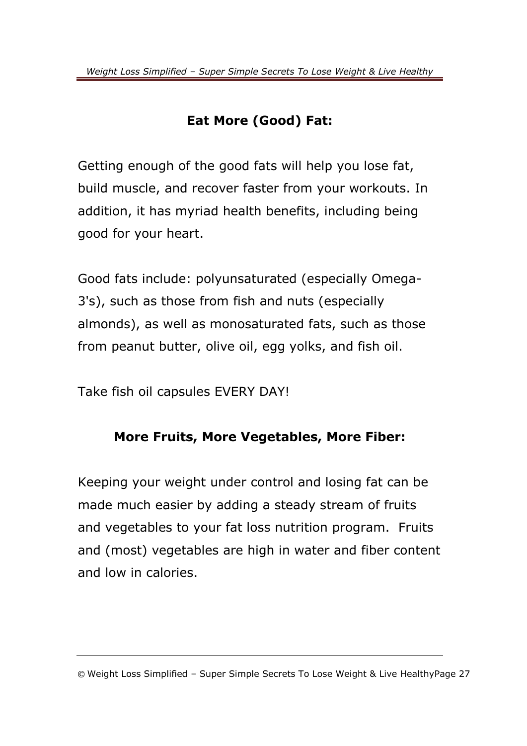## Eat More (Good) Fat:

Getting enough of the good fats will help you lose fat, build muscle, and recover faster from your workouts. In addition, it has myriad health benefits, including being good for your heart.

Good fats include: polyunsaturated (especially Omega-3's), such as those from fish and nuts (especially almonds), as well as monosaturated fats, such as those from peanut butter, olive oil, egg yolks, and fish oil.

Take fish oil capsules EVERY DAY!

## More Fruits, More Vegetables, More Fiber:

Keeping your weight under control and losing fat can be made much easier by adding a steady stream of fruits and vegetables to your fat loss nutrition program. Fruits and (most) vegetables are high in water and fiber content and low in calories.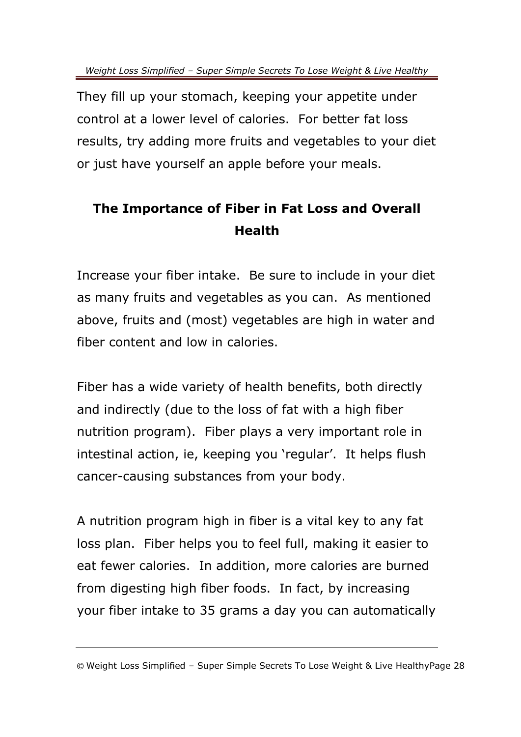They fill up your stomach, keeping your appetite under control at a lower level of calories. For better fat loss results, try adding more fruits and vegetables to your diet or just have yourself an apple before your meals.

## The Importance of Fiber in Fat Loss and Overall Health

Increase your fiber intake. Be sure to include in your diet as many fruits and vegetables as you can. As mentioned above, fruits and (most) vegetables are high in water and fiber content and low in calories.

Fiber has a wide variety of health benefits, both directly and indirectly (due to the loss of fat with a high fiber nutrition program). Fiber plays a very important role in intestinal action, ie, keeping you 'regular'. It helps flush cancer-causing substances from your body.

A nutrition program high in fiber is a vital key to any fat loss plan. Fiber helps you to feel full, making it easier to eat fewer calories. In addition, more calories are burned from digesting high fiber foods. In fact, by increasing your fiber intake to 35 grams a day you can automatically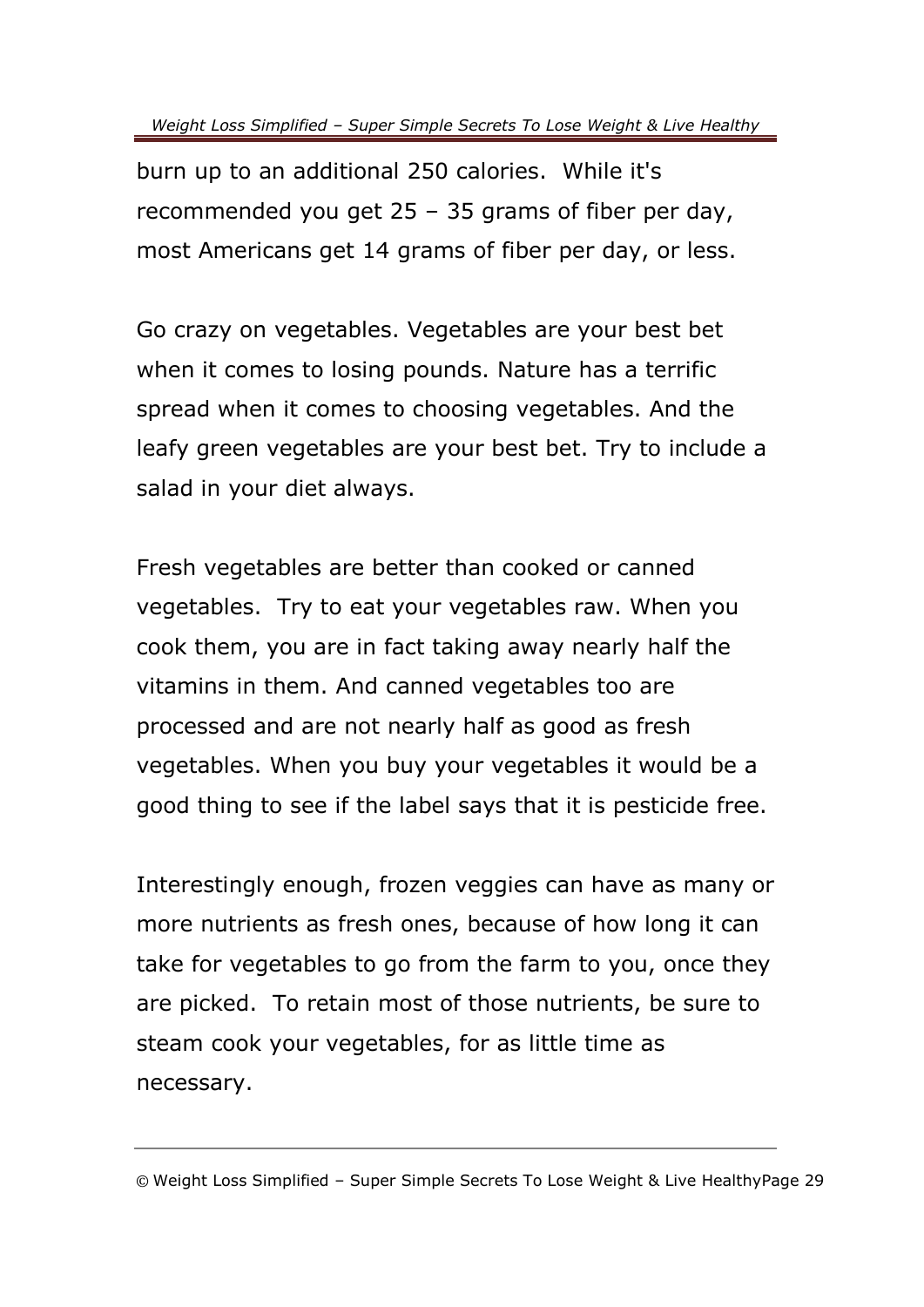burn up to an additional 250 calories. While it's recommended you get 25 – 35 grams of fiber per day, most Americans get 14 grams of fiber per day, or less.

Go crazy on vegetables. Vegetables are your best bet when it comes to losing pounds. Nature has a terrific spread when it comes to choosing vegetables. And the leafy green vegetables are your best bet. Try to include a salad in your diet always.

Fresh vegetables are better than cooked or canned vegetables. Try to eat your vegetables raw. When you cook them, you are in fact taking away nearly half the vitamins in them. And canned vegetables too are processed and are not nearly half as good as fresh vegetables. When you buy your vegetables it would be a good thing to see if the label says that it is pesticide free.

Interestingly enough, frozen veggies can have as many or more nutrients as fresh ones, because of how long it can take for vegetables to go from the farm to you, once they are picked. To retain most of those nutrients, be sure to steam cook your vegetables, for as little time as necessary.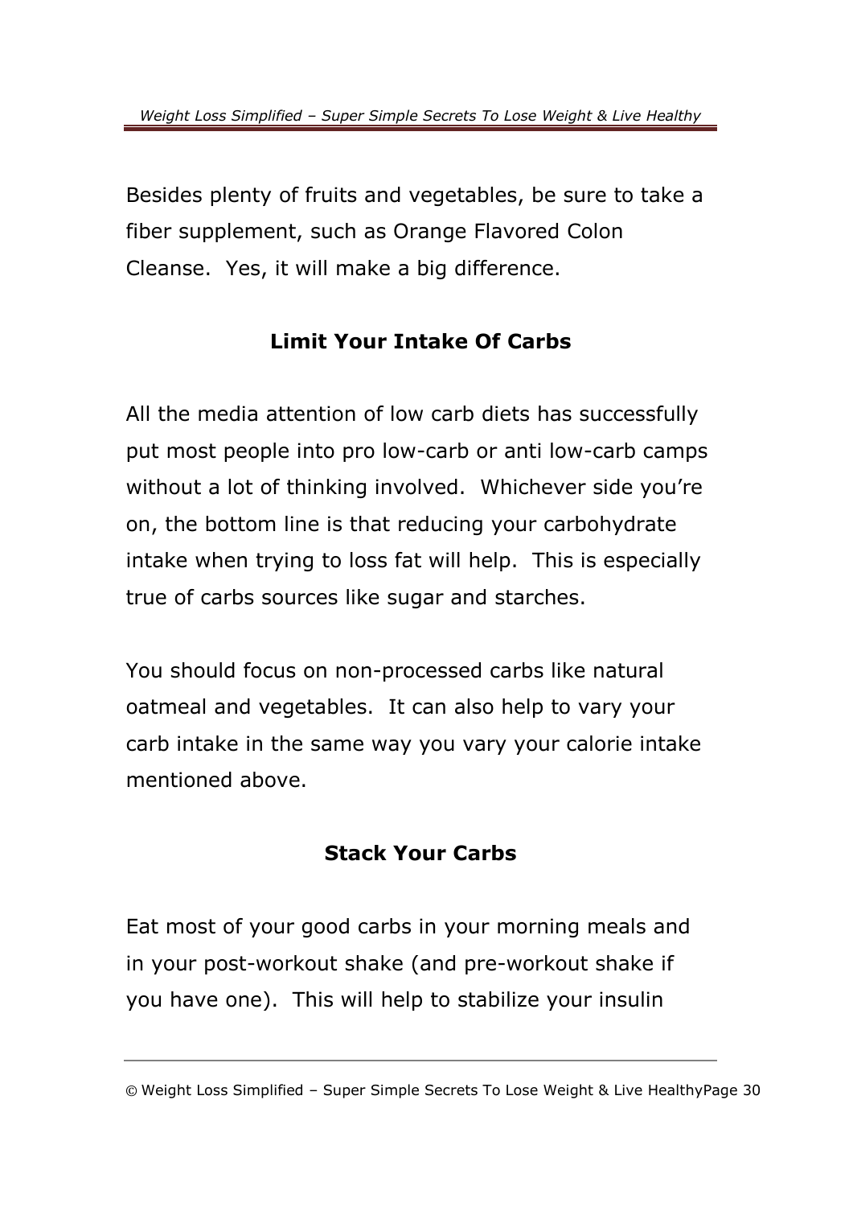Besides plenty of fruits and vegetables, be sure to take a fiber supplement, such as Orange Flavored Colon Cleanse. Yes, it will make a big difference.

## Limit Your Intake Of Carbs

All the media attention of low carb diets has successfully put most people into pro low-carb or anti low-carb camps without a lot of thinking involved. Whichever side you're on, the bottom line is that reducing your carbohydrate intake when trying to loss fat will help. This is especially true of carbs sources like sugar and starches.

You should focus on non-processed carbs like natural oatmeal and vegetables. It can also help to vary your carb intake in the same way you vary your calorie intake mentioned above.

## Stack Your Carbs

Eat most of your good carbs in your morning meals and in your post-workout shake (and pre-workout shake if you have one). This will help to stabilize your insulin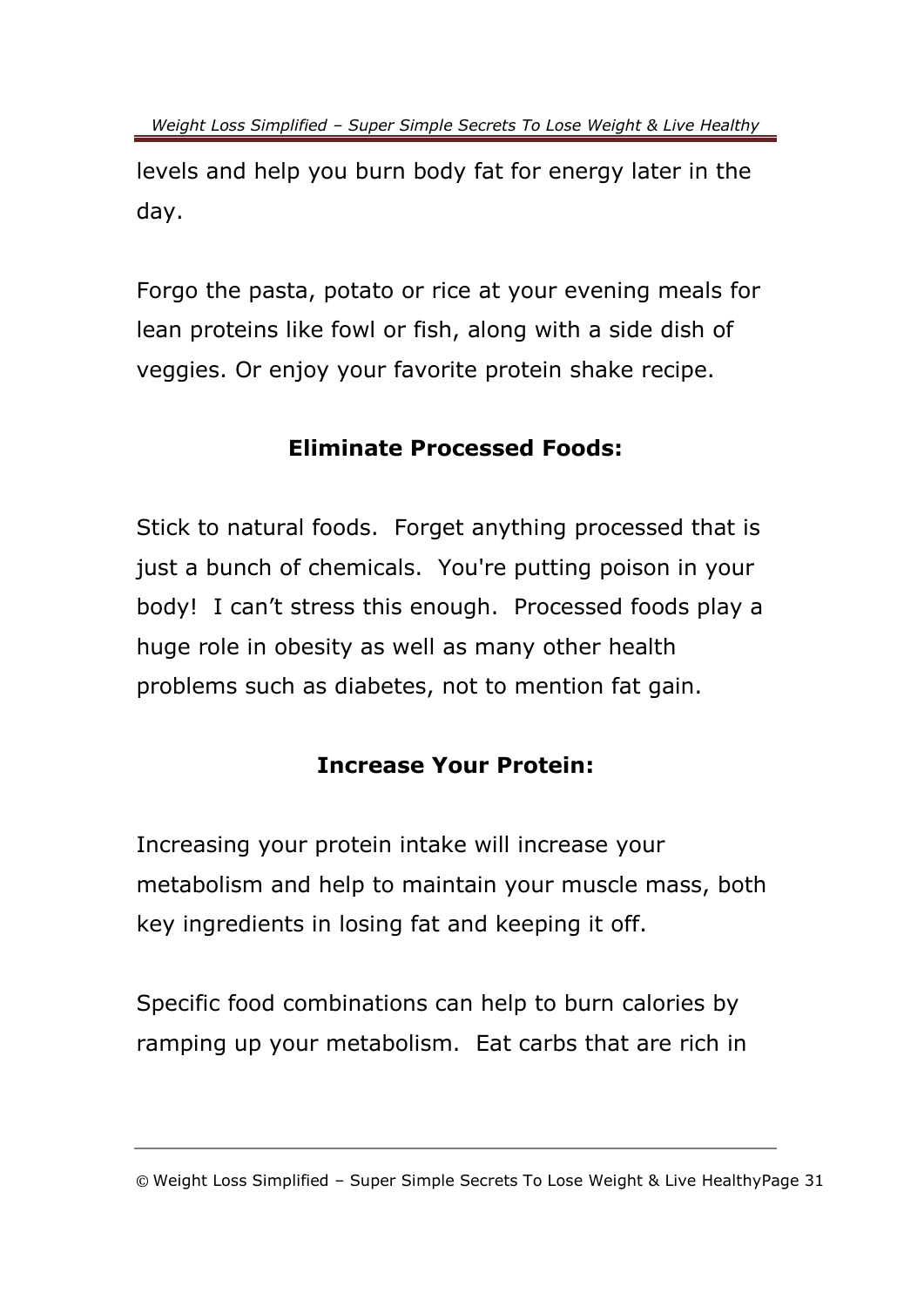levels and help you burn body fat for energy later in the day.

Forgo the pasta, potato or rice at your evening meals for lean proteins like fowl or fish, along with a side dish of veggies. Or enjoy your favorite protein shake recipe.

### Eliminate Processed Foods:

Stick to natural foods. Forget anything processed that is just a bunch of chemicals. You're putting poison in your body! I can't stress this enough. Processed foods play a huge role in obesity as well as many other health problems such as diabetes, not to mention fat gain.

### Increase Your Protein:

Increasing your protein intake will increase your metabolism and help to maintain your muscle mass, both key ingredients in losing fat and keeping it off.

Specific food combinations can help to burn calories by ramping up your metabolism. Eat carbs that are rich in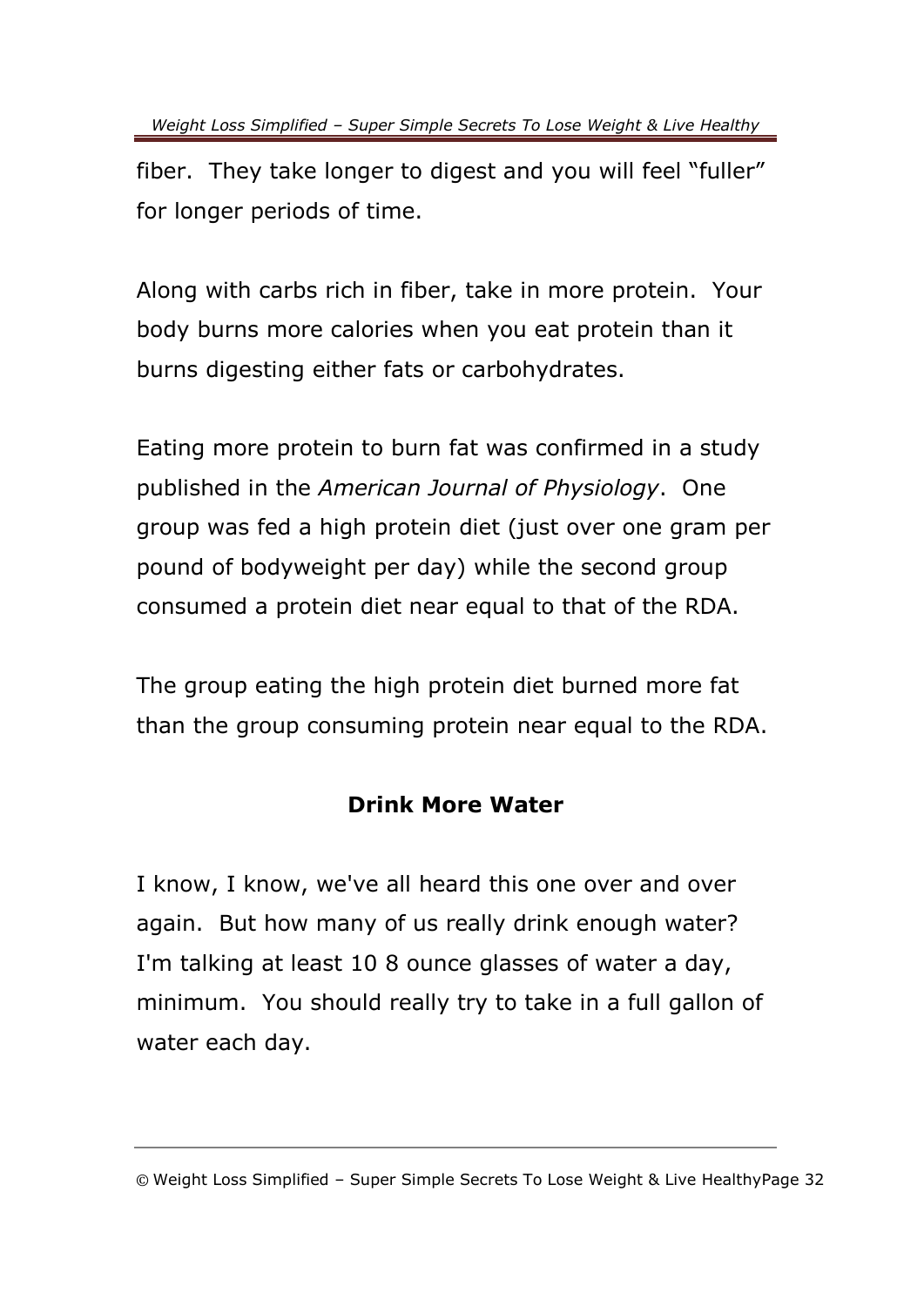fiber. They take longer to digest and you will feel "fuller" for longer periods of time.

Along with carbs rich in fiber, take in more protein. Your body burns more calories when you eat protein than it burns digesting either fats or carbohydrates.

Eating more protein to burn fat was confirmed in a study published in the *American Journal of Physiology*. One group was fed a high protein diet (just over one gram per pound of bodyweight per day) while the second group consumed a protein diet near equal to that of the RDA.

The group eating the high protein diet burned more fat than the group consuming protein near equal to the RDA.

## Drink More Water

I know, I know, we've all heard this one over and over again. But how many of us really drink enough water? I'm talking at least 10 8 ounce glasses of water a day, minimum. You should really try to take in a full gallon of water each day.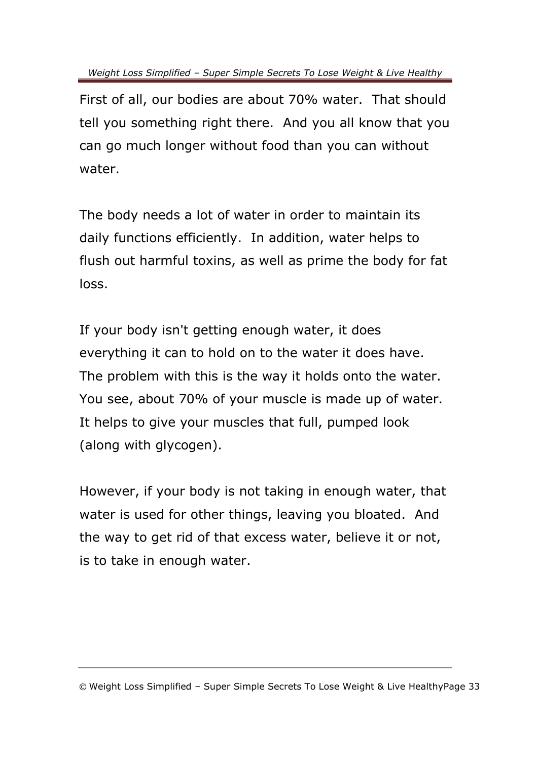First of all, our bodies are about 70% water. That should tell you something right there. And you all know that you can go much longer without food than you can without water.

The body needs a lot of water in order to maintain its daily functions efficiently. In addition, water helps to flush out harmful toxins, as well as prime the body for fat loss.

If your body isn't getting enough water, it does everything it can to hold on to the water it does have. The problem with this is the way it holds onto the water. You see, about 70% of your muscle is made up of water. It helps to give your muscles that full, pumped look (along with glycogen).

However, if your body is not taking in enough water, that water is used for other things, leaving you bloated. And the way to get rid of that excess water, believe it or not, is to take in enough water.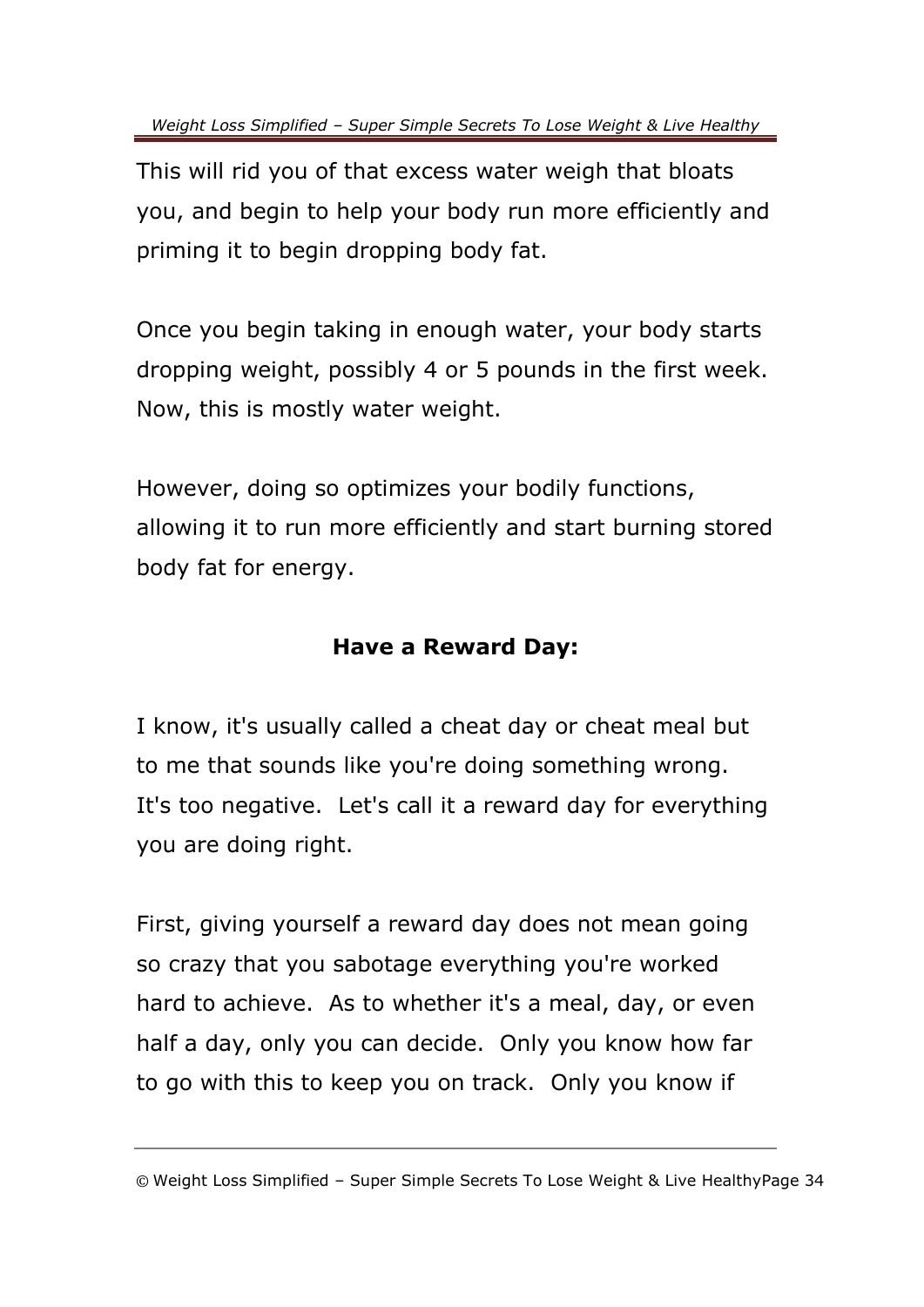This will rid you of that excess water weigh that bloats you, and begin to help your body run more efficiently and priming it to begin dropping body fat.

Once you begin taking in enough water, your body starts dropping weight, possibly 4 or 5 pounds in the first week. Now, this is mostly water weight.

However, doing so optimizes your bodily functions, allowing it to run more efficiently and start burning stored body fat for energy.

## Have a Reward Day:

I know, it's usually called a cheat day or cheat meal but to me that sounds like you're doing something wrong. It's too negative. Let's call it a reward day for everything you are doing right.

First, giving yourself a reward day does not mean going so crazy that you sabotage everything you're worked hard to achieve. As to whether it's a meal, day, or even half a day, only you can decide. Only you know how far to go with this to keep you on track. Only you know if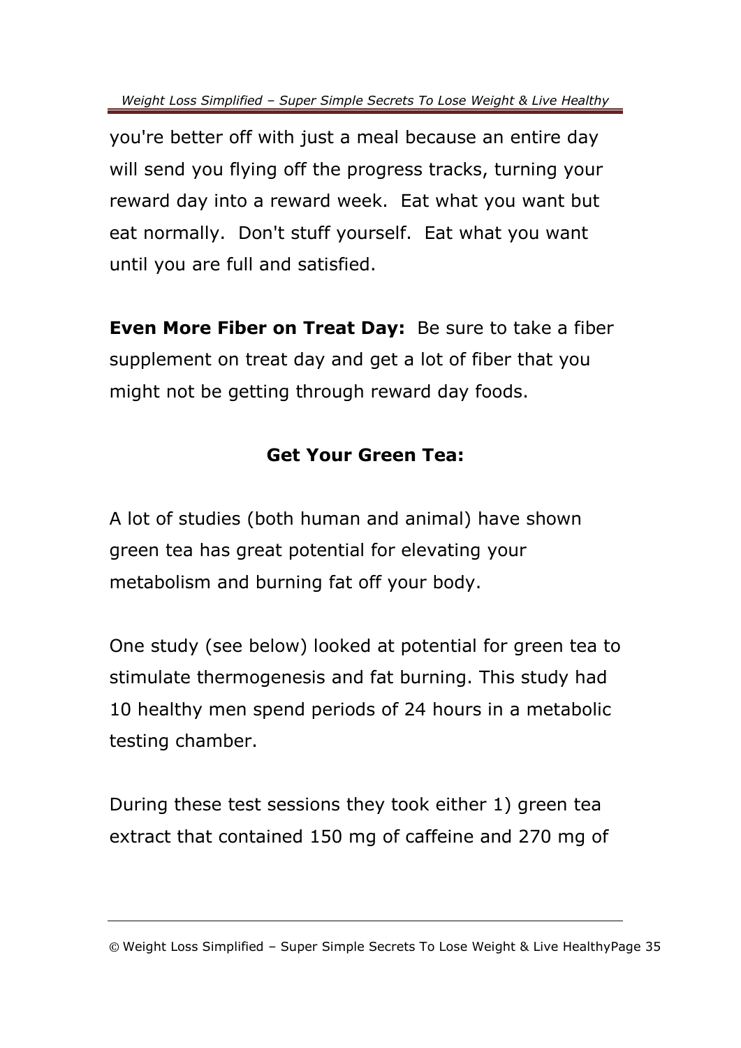you're better off with just a meal because an entire day will send you flying off the progress tracks, turning your reward day into a reward week. Eat what you want but eat normally. Don't stuff yourself. Eat what you want until you are full and satisfied.

**Even More Fiber on Treat Day:** Be sure to take a fiber supplement on treat day and get a lot of fiber that you might not be getting through reward day foods.

## Get Your Green Tea:

A lot of studies (both human and animal) have shown green tea has great potential for elevating your metabolism and burning fat off your body.

One study (see below) looked at potential for green tea to stimulate thermogenesis and fat burning. This study had 10 healthy men spend periods of 24 hours in a metabolic testing chamber.

During these test sessions they took either 1) green tea extract that contained 150 mg of caffeine and 270 mg of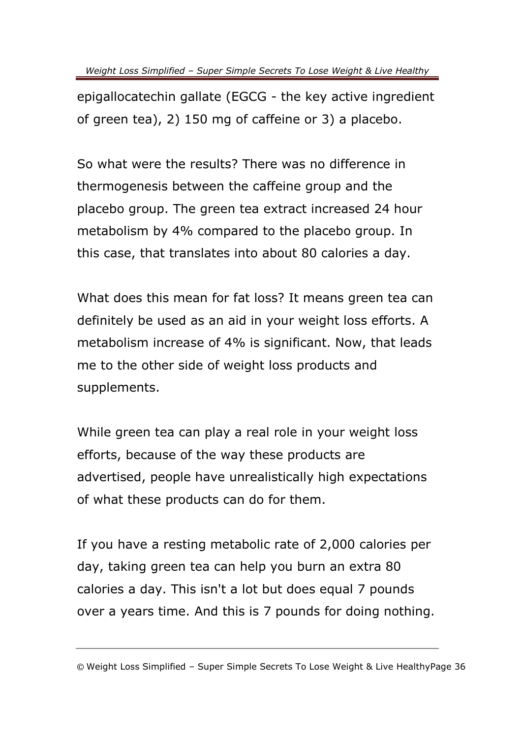epigallocatechin gallate (EGCG - the key active ingredient of green tea), 2) 150 mg of caffeine or 3) a placebo.

So what were the results? There was no difference in thermogenesis between the caffeine group and the placebo group. The green tea extract increased 24 hour metabolism by 4% compared to the placebo group. In this case, that translates into about 80 calories a day.

What does this mean for fat loss? It means green tea can definitely be used as an aid in your weight loss efforts. A metabolism increase of 4% is significant. Now, that leads me to the other side of weight loss products and supplements.

While green tea can play a real role in your weight loss efforts, because of the way these products are advertised, people have unrealistically high expectations of what these products can do for them.

If you have a resting metabolic rate of 2,000 calories per day, taking green tea can help you burn an extra 80 calories a day. This isn't a lot but does equal 7 pounds over a years time. And this is 7 pounds for doing nothing.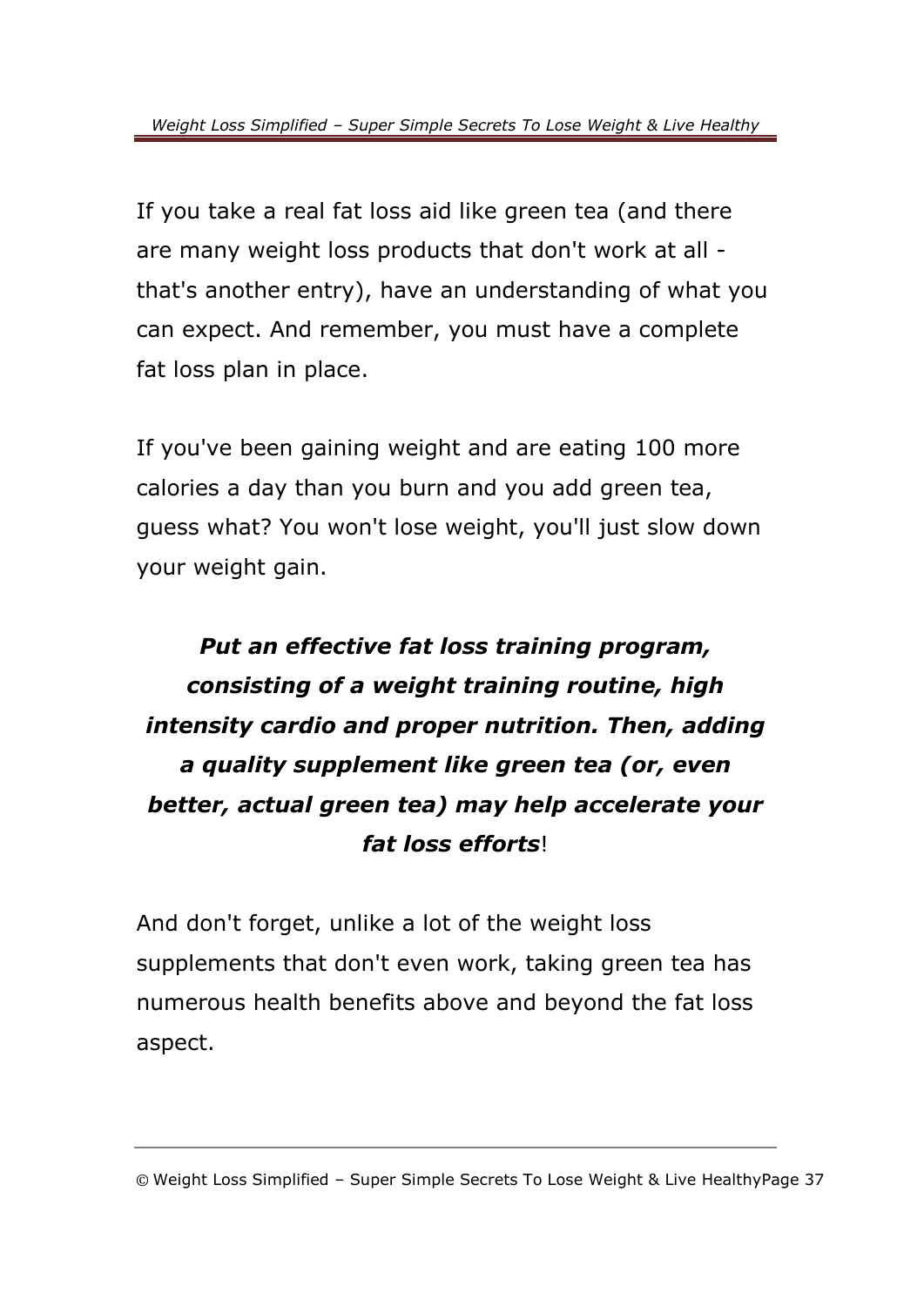If you take a real fat loss aid like green tea (and there are many weight loss products that don't work at all - that's another entry), have an understanding of what you can expect. And remember, you must have a complete fat loss plan in place.

If you've been gaining weight and are eating 100 more calories a day than you burn and you add green tea, guess what? You won't lose weight, you'll just slow down your weight gain.

***Put an effective fat loss training program, consisting of a weight training routine, high intensity cardio and proper nutrition. Then, adding a quality supplement like green tea (or, even better, actual green tea) may help accelerate your fat loss efforts***!

And don't forget, unlike a lot of the weight loss supplements that don't even work, taking green tea has numerous health benefits above and beyond the fat loss aspect.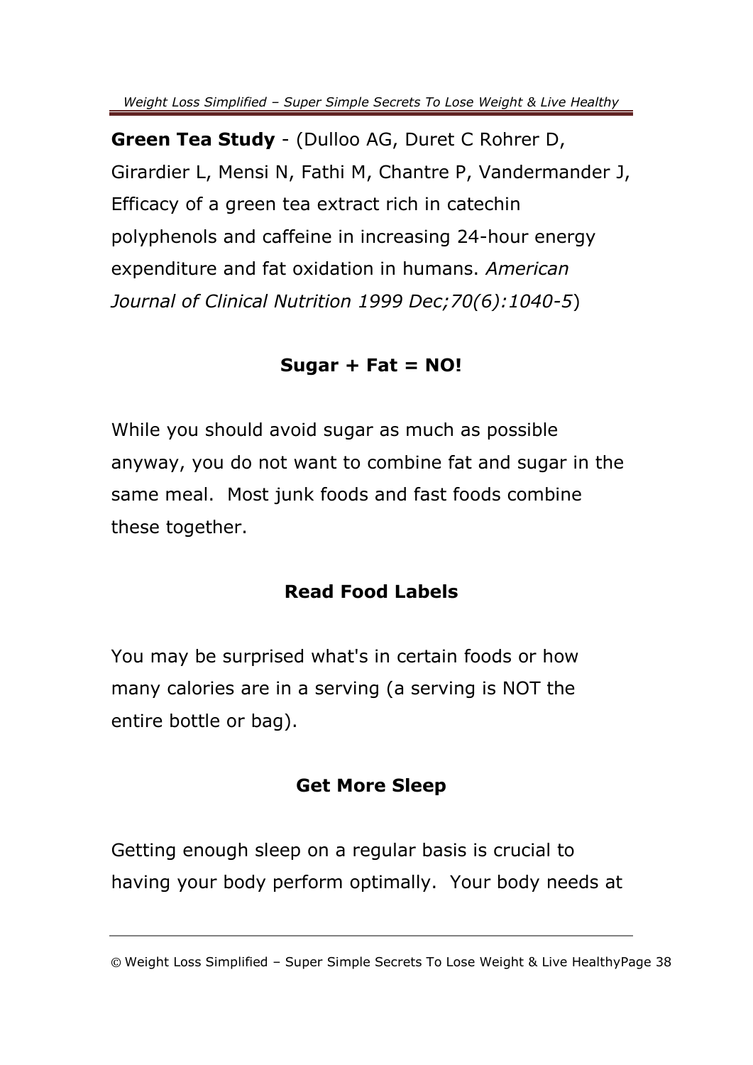**Green Tea Study** - (Dulloo AG, Duret C Rohrer D, Girardier L, Mensi N, Fathi M, Chantre P, Vandermander J, Efficacy of a green tea extract rich in catechin polyphenols and caffeine in increasing 24-hour energy expenditure and fat oxidation in humans. *American Journal of Clinical Nutrition 1999 Dec;70(6):1040-5*)

## Sugar + Fat = NO!

While you should avoid sugar as much as possible anyway, you do not want to combine fat and sugar in the same meal. Most junk foods and fast foods combine these together.

## Read Food Labels

You may be surprised what's in certain foods or how many calories are in a serving (a serving is NOT the entire bottle or bag).

## Get More Sleep

Getting enough sleep on a regular basis is crucial to having your body perform optimally. Your body needs at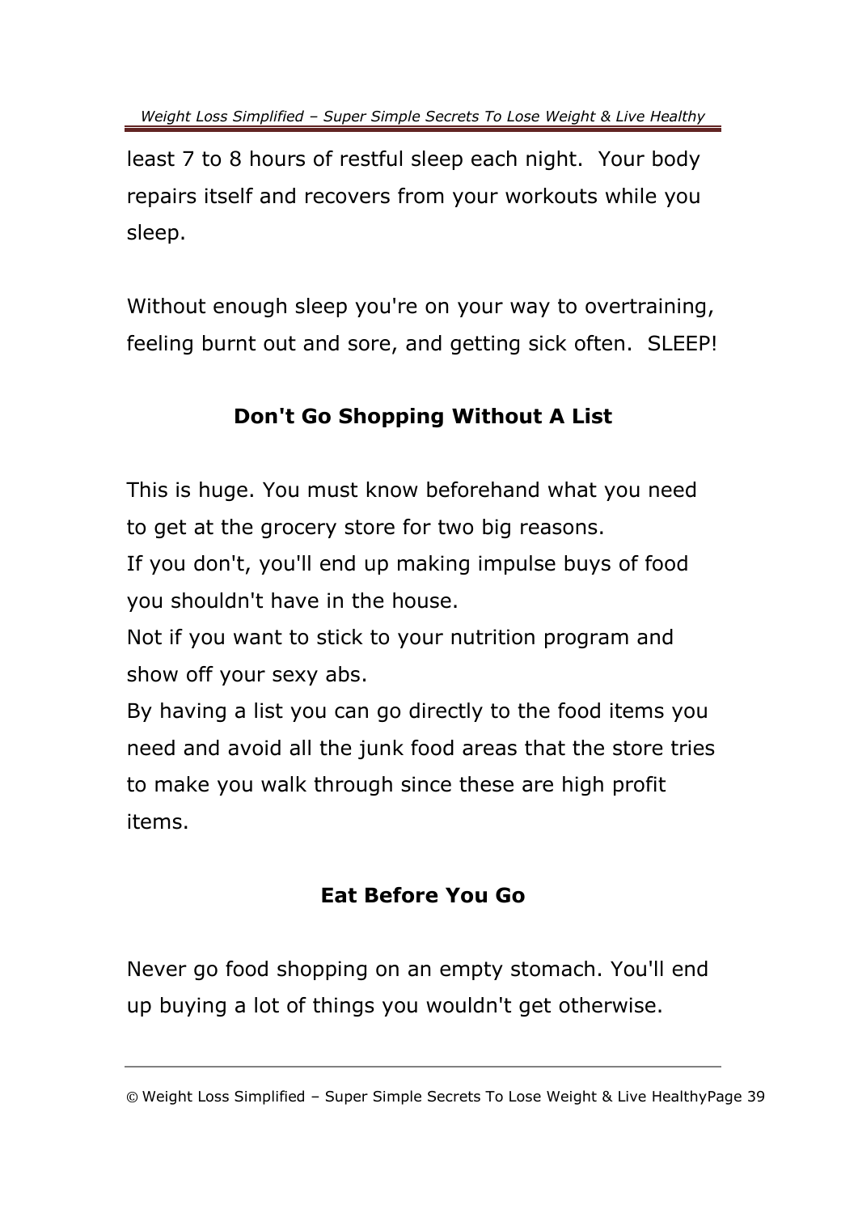least 7 to 8 hours of restful sleep each night. Your body repairs itself and recovers from your workouts while you sleep.

Without enough sleep you're on your way to overtraining, feeling burnt out and sore, and getting sick often. SLEEP!

## Don't Go Shopping Without A List

This is huge. You must know beforehand what you need to get at the grocery store for two big reasons.
If you don't, you'll end up making impulse buys of food you shouldn't have in the house.
Not if you want to stick to your nutrition program and show off your sexy abs.
By having a list you can go directly to the food items you need and avoid all the junk food areas that the store tries to make you walk through since these are high profit items.

## Eat Before You Go

Never go food shopping on an empty stomach. You'll end up buying a lot of things you wouldn't get otherwise.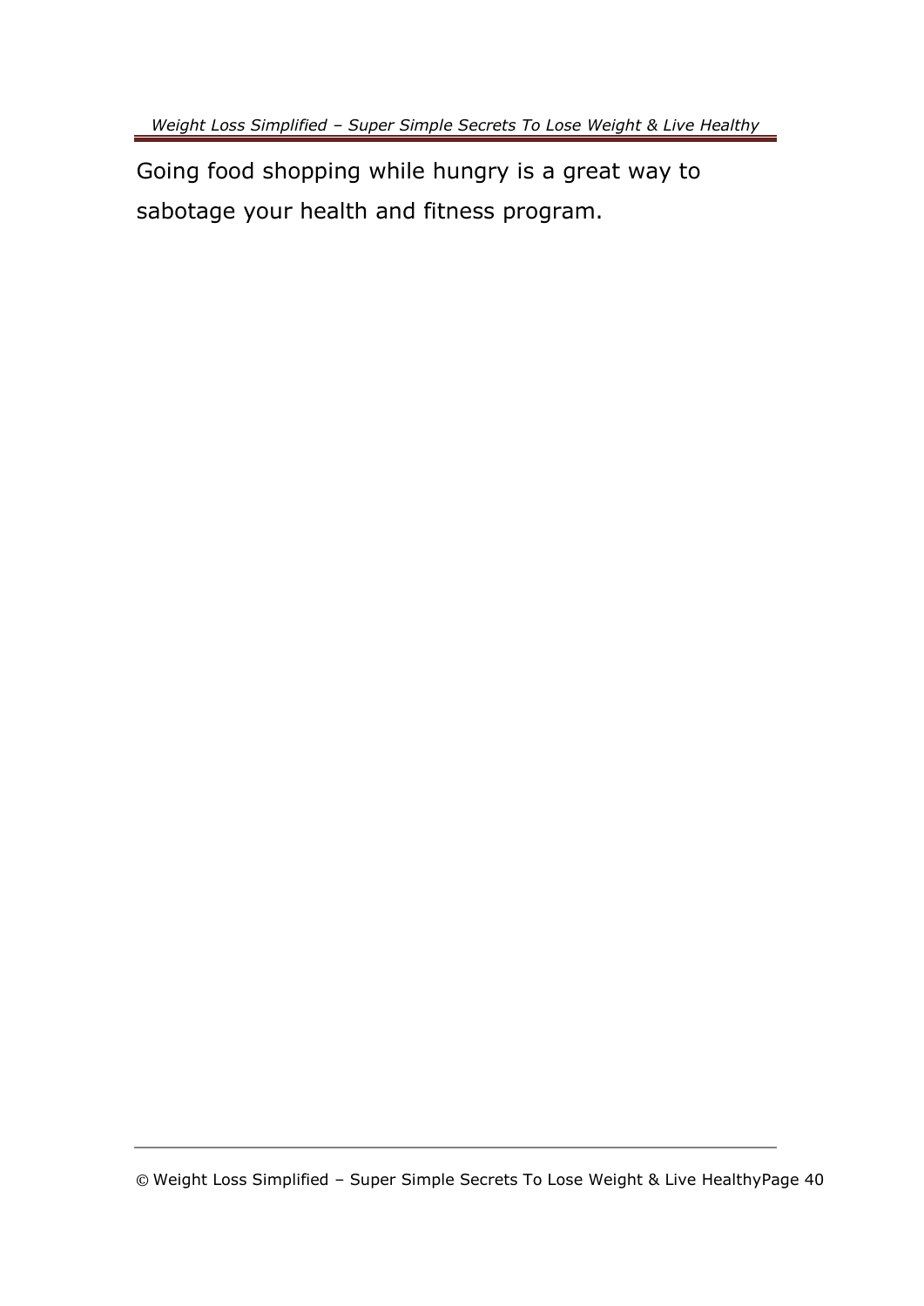Going food shopping while hungry is a great way to sabotage your health and fitness program.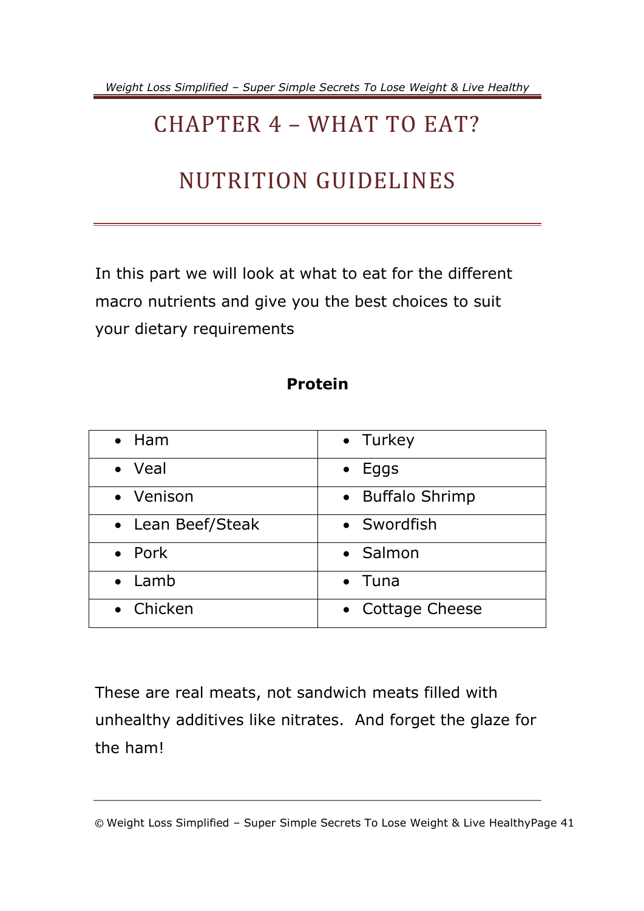# CHAPTER 4 – WHAT TO EAT?

## NUTRITION GUIDELINES

In this part we will look at what to eat for the different macro nutrients and give you the best choices to suit your dietary requirements

**Protein**

| | |
|---|---|
| • Ham | • Turkey |
| • Veal | • Eggs |
| • Venison | • Buffalo Shrimp |
| • Lean Beef/Steak | • Swordfish |
| • Pork | • Salmon |
| • Lamb | • Tuna |
| • Chicken | • Cottage Cheese |

These are real meats, not sandwich meats filled with unhealthy additives like nitrates. And forget the glaze for the ham!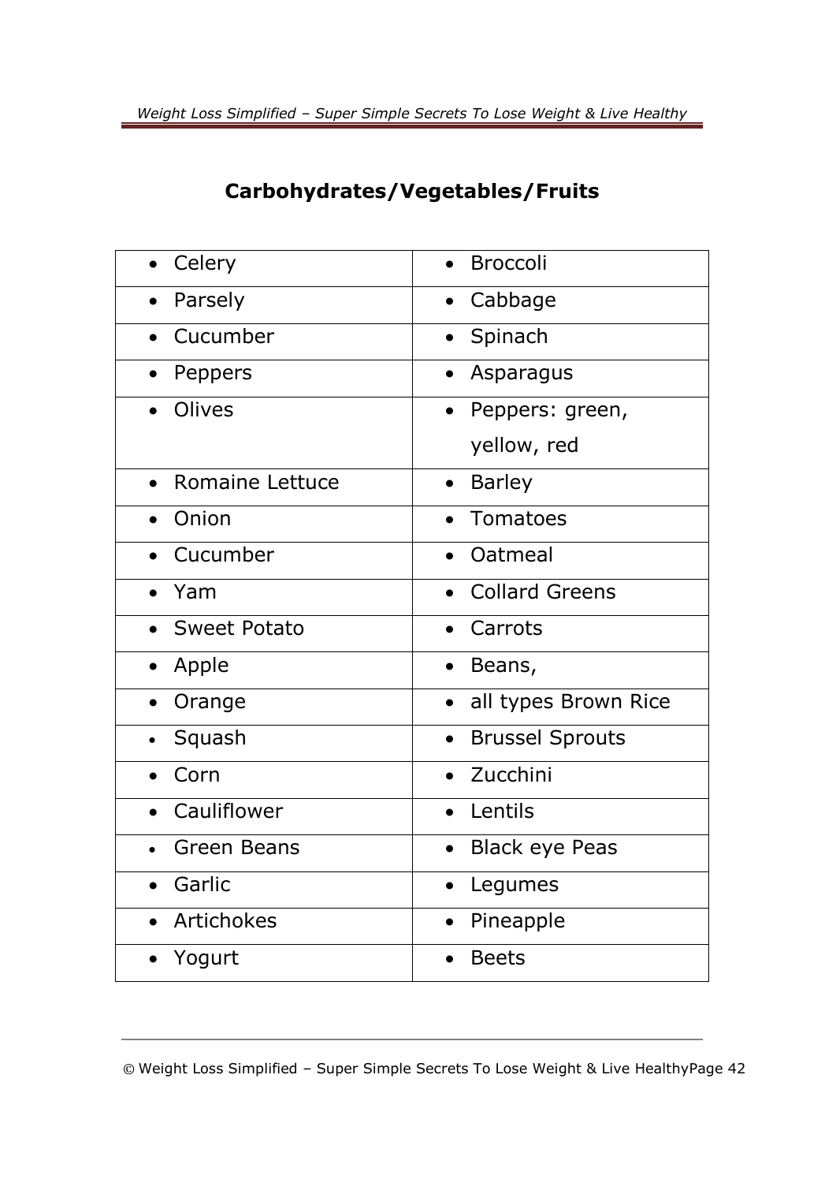## Carbohydrates/Vegetables/Fruits

| | |
|---|---|
| • Celery | • Broccoli |
| • Parsely | • Cabbage |
| • Cucumber | • Spinach |
| • Peppers | • Asparagus |
| • Olives | • Peppers: green, yellow, red |
| • Romaine Lettuce | • Barley |
| • Onion | • Tomatoes |
| • Cucumber | • Oatmeal |
| • Yam | • Collard Greens |
| • Sweet Potato | • Carrots |
| • Apple | • Beans, |
| • Orange | • all types Brown Rice |
| • Squash | • Brussel Sprouts |
| • Corn | • Zucchini |
| • Cauliflower | • Lentils |
| • Green Beans | • Black eye Peas |
| • Garlic | • Legumes |
| • Artichokes | • Pineapple |
| • Yogurt | • Beets |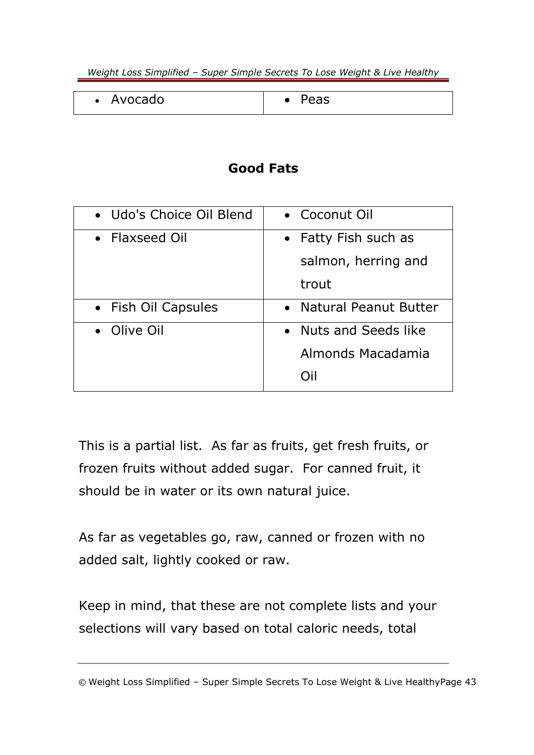| • Avocado | • Peas |
|---|---|

**Good Fats**

| • Udo's Choice Oil Blend | • Coconut Oil |
|---|---|
| • Flaxseed Oil | • Fatty Fish such as salmon, herring and trout |
| • Fish Oil Capsules | • Natural Peanut Butter |
| • Olive Oil | • Nuts and Seeds like Almonds Macadamia Oil |

This is a partial list. As far as fruits, get fresh fruits, or frozen fruits without added sugar. For canned fruit, it should be in water or its own natural juice.

As far as vegetables go, raw, canned or frozen with no added salt, lightly cooked or raw.

Keep in mind, that these are not complete lists and your selections will vary based on total caloric needs, total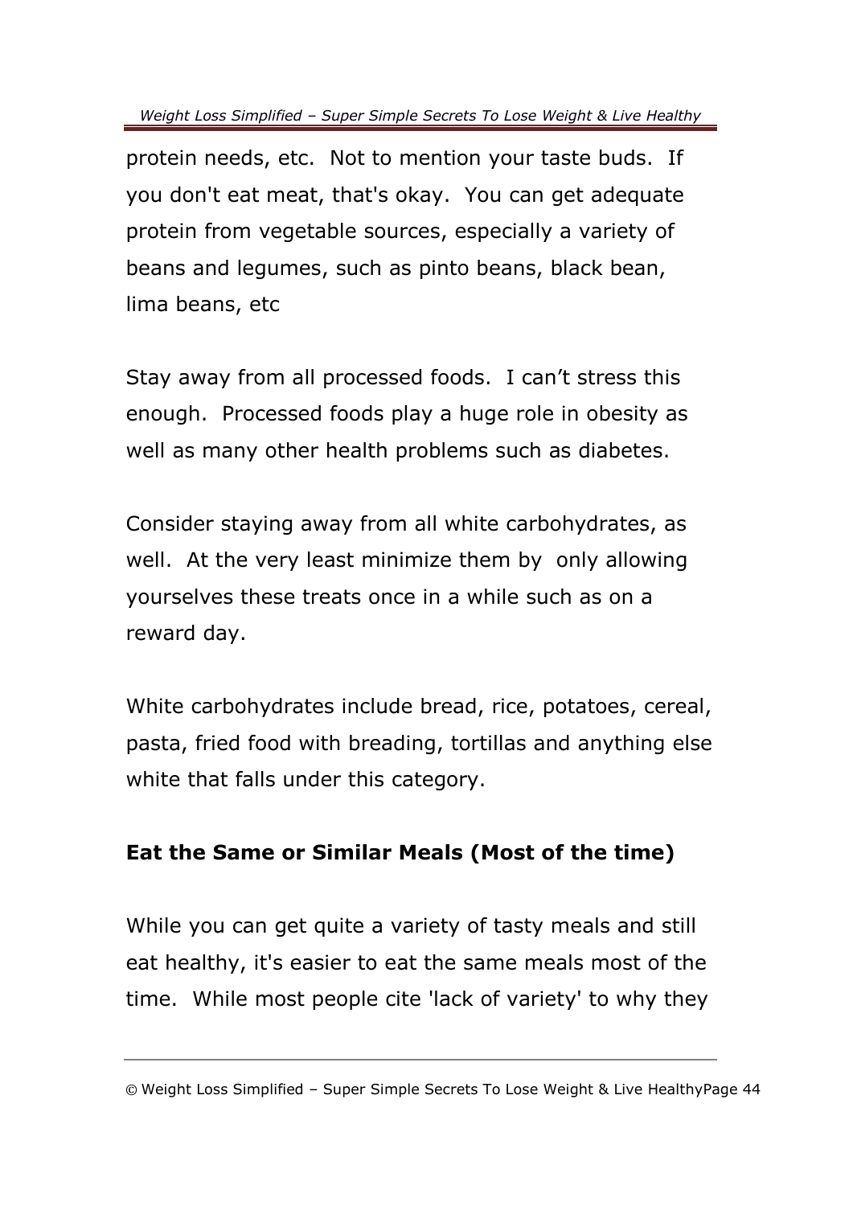protein needs, etc. Not to mention your taste buds. If you don't eat meat, that's okay. You can get adequate protein from vegetable sources, especially a variety of beans and legumes, such as pinto beans, black bean, lima beans, etc

Stay away from all processed foods. I can't stress this enough. Processed foods play a huge role in obesity as well as many other health problems such as diabetes.

Consider staying away from all white carbohydrates, as well. At the very least minimize them by only allowing yourselves these treats once in a while such as on a reward day.

White carbohydrates include bread, rice, potatoes, cereal, pasta, fried food with breading, tortillas and anything else white that falls under this category.

**Eat the Same or Similar Meals (Most of the time)**

While you can get quite a variety of tasty meals and still eat healthy, it's easier to eat the same meals most of the time. While most people cite 'lack of variety' to why they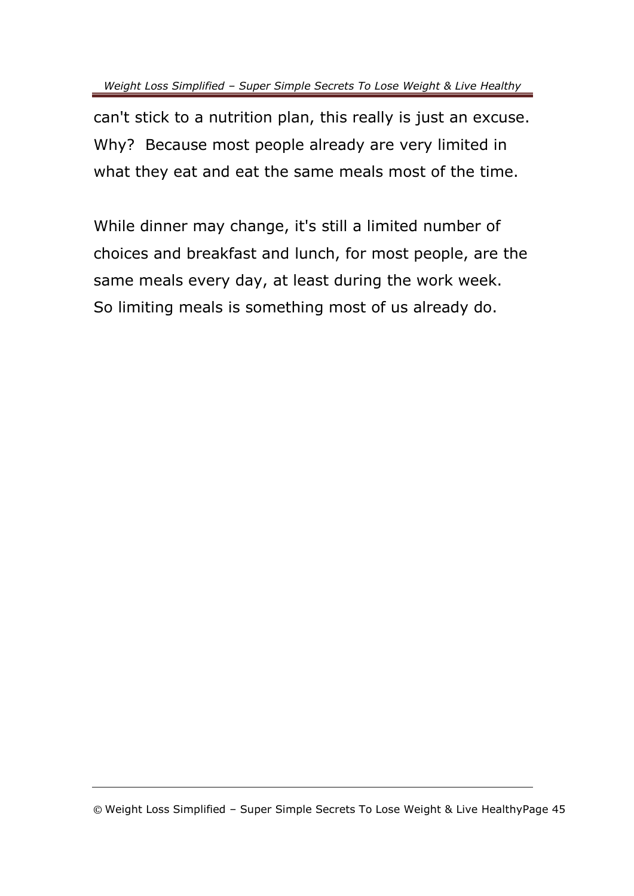can't stick to a nutrition plan, this really is just an excuse. Why? Because most people already are very limited in what they eat and eat the same meals most of the time.

While dinner may change, it's still a limited number of choices and breakfast and lunch, for most people, are the same meals every day, at least during the work week. So limiting meals is something most of us already do.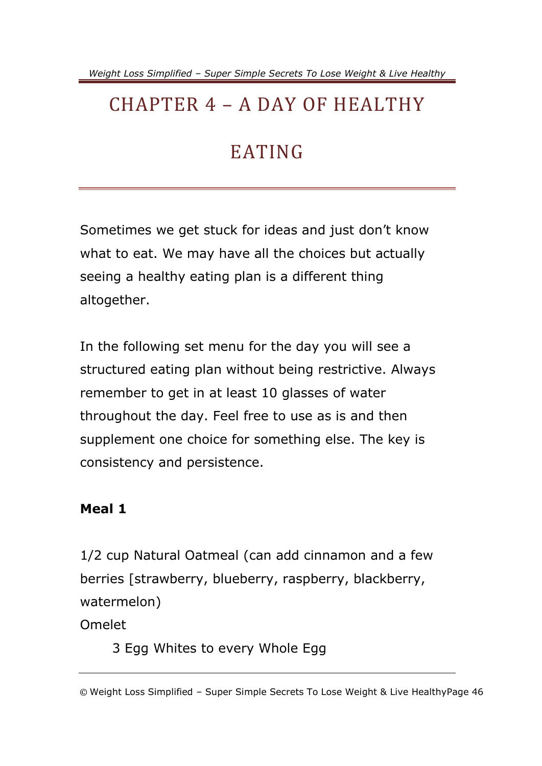# CHAPTER 4 – A DAY OF HEALTHY EATING

Sometimes we get stuck for ideas and just don't know what to eat. We may have all the choices but actually seeing a healthy eating plan is a different thing altogether.

In the following set menu for the day you will see a structured eating plan without being restrictive. Always remember to get in at least 10 glasses of water throughout the day. Feel free to use as is and then supplement one choice for something else. The key is consistency and persistence.

**Meal 1**

1/2 cup Natural Oatmeal (can add cinnamon and a few berries [strawberry, blueberry, raspberry, blackberry, watermelon)

Omelet

    3 Egg Whites to every Whole Egg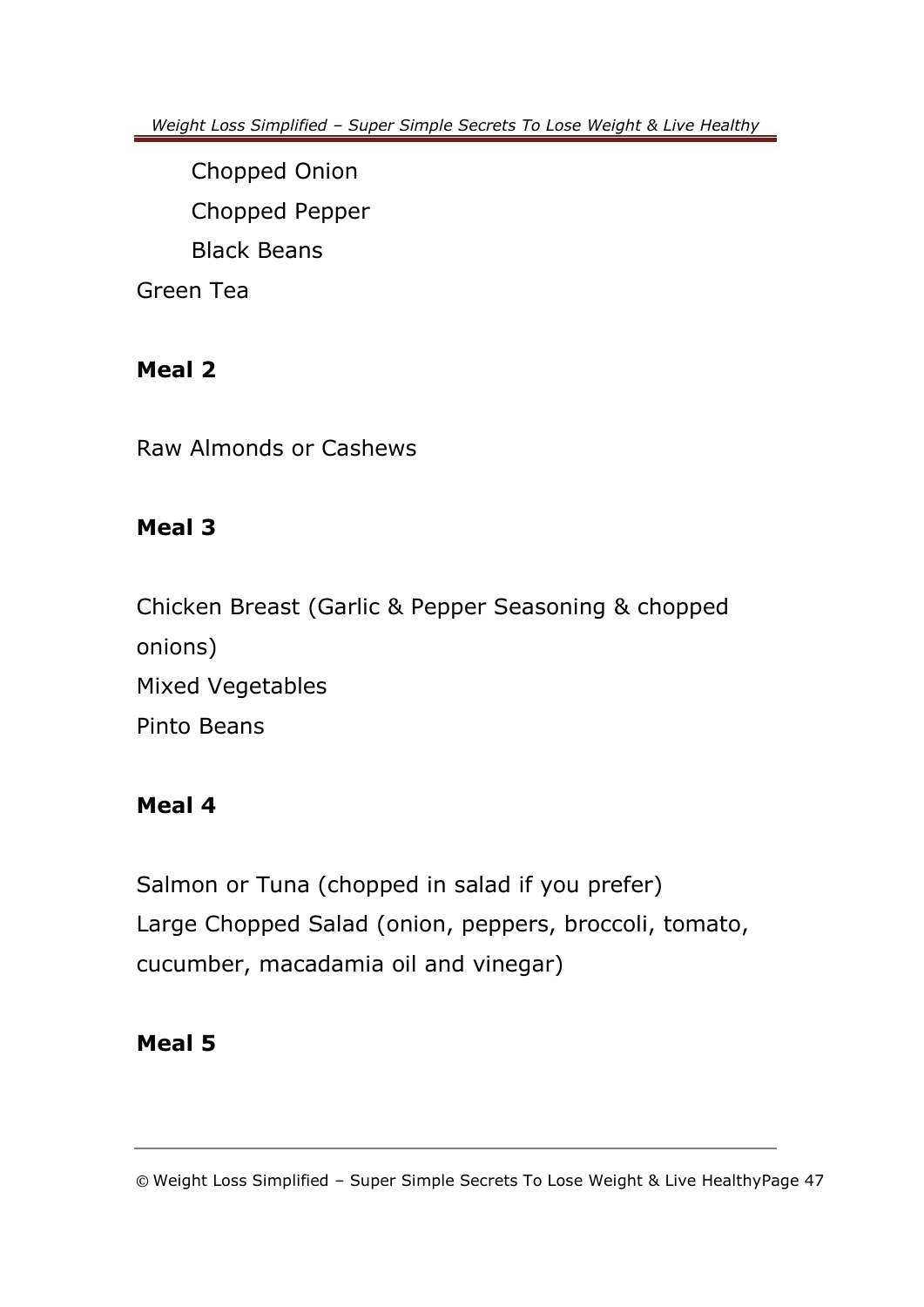Chopped Onion

Chopped Pepper

Black Beans

Green Tea

**Meal 2**

Raw Almonds or Cashews

**Meal 3**

Chicken Breast (Garlic & Pepper Seasoning & chopped onions)
Mixed Vegetables
Pinto Beans

**Meal 4**

Salmon or Tuna (chopped in salad if you prefer)
Large Chopped Salad (onion, peppers, broccoli, tomato, cucumber, macadamia oil and vinegar)

**Meal 5**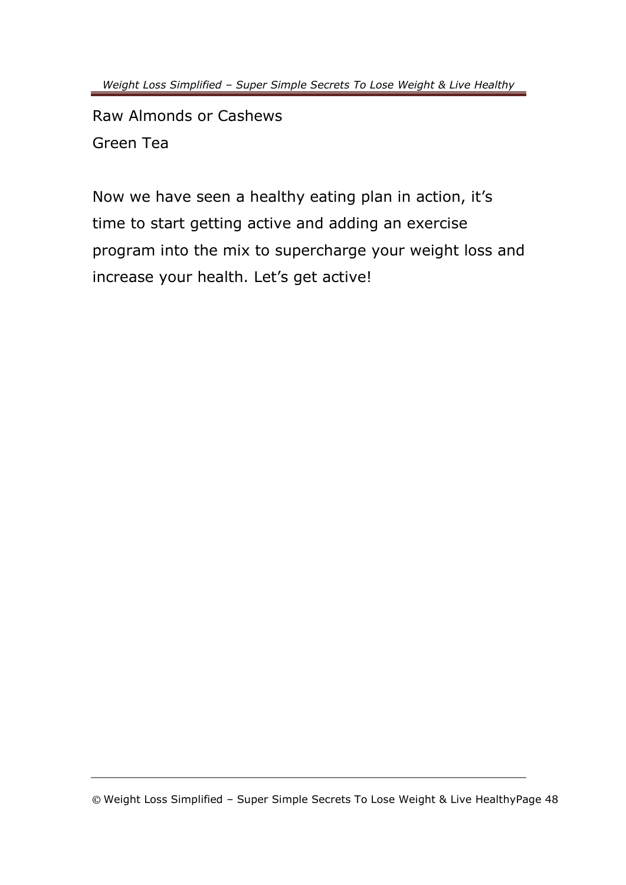Raw Almonds or Cashews

Green Tea

Now we have seen a healthy eating plan in action, it's time to start getting active and adding an exercise program into the mix to supercharge your weight loss and increase your health. Let's get active!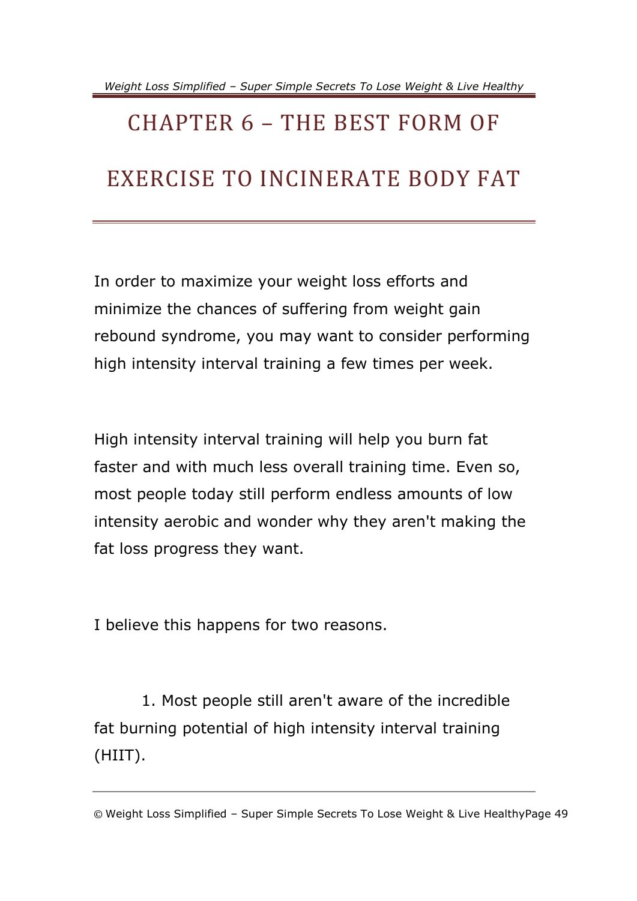# CHAPTER 6 – THE BEST FORM OF EXERCISE TO INCINERATE BODY FAT

In order to maximize your weight loss efforts and minimize the chances of suffering from weight gain rebound syndrome, you may want to consider performing high intensity interval training a few times per week.

High intensity interval training will help you burn fat faster and with much less overall training time. Even so, most people today still perform endless amounts of low intensity aerobic and wonder why they aren't making the fat loss progress they want.

I believe this happens for two reasons.

1. Most people still aren't aware of the incredible fat burning potential of high intensity interval training (HIIT).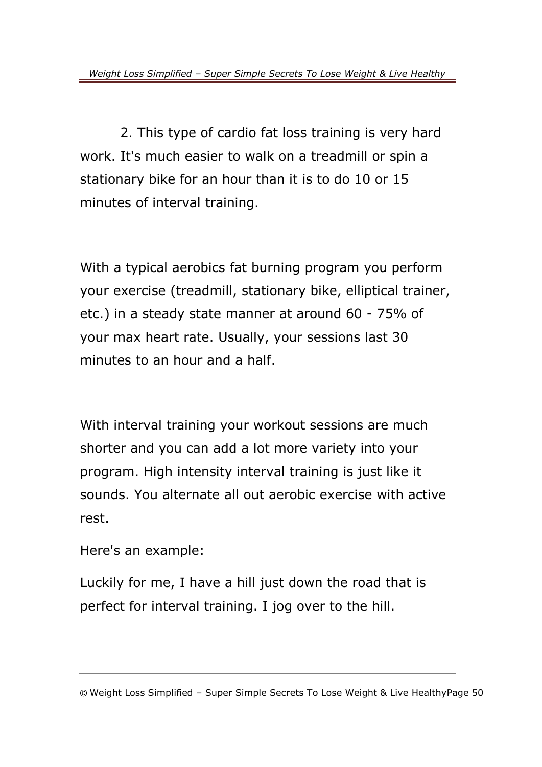2. This type of cardio fat loss training is very hard work. It's much easier to walk on a treadmill or spin a stationary bike for an hour than it is to do 10 or 15 minutes of interval training.

With a typical aerobics fat burning program you perform your exercise (treadmill, stationary bike, elliptical trainer, etc.) in a steady state manner at around 60 - 75% of your max heart rate. Usually, your sessions last 30 minutes to an hour and a half.

With interval training your workout sessions are much shorter and you can add a lot more variety into your program. High intensity interval training is just like it sounds. You alternate all out aerobic exercise with active rest.

Here's an example:

Luckily for me, I have a hill just down the road that is perfect for interval training. I jog over to the hill.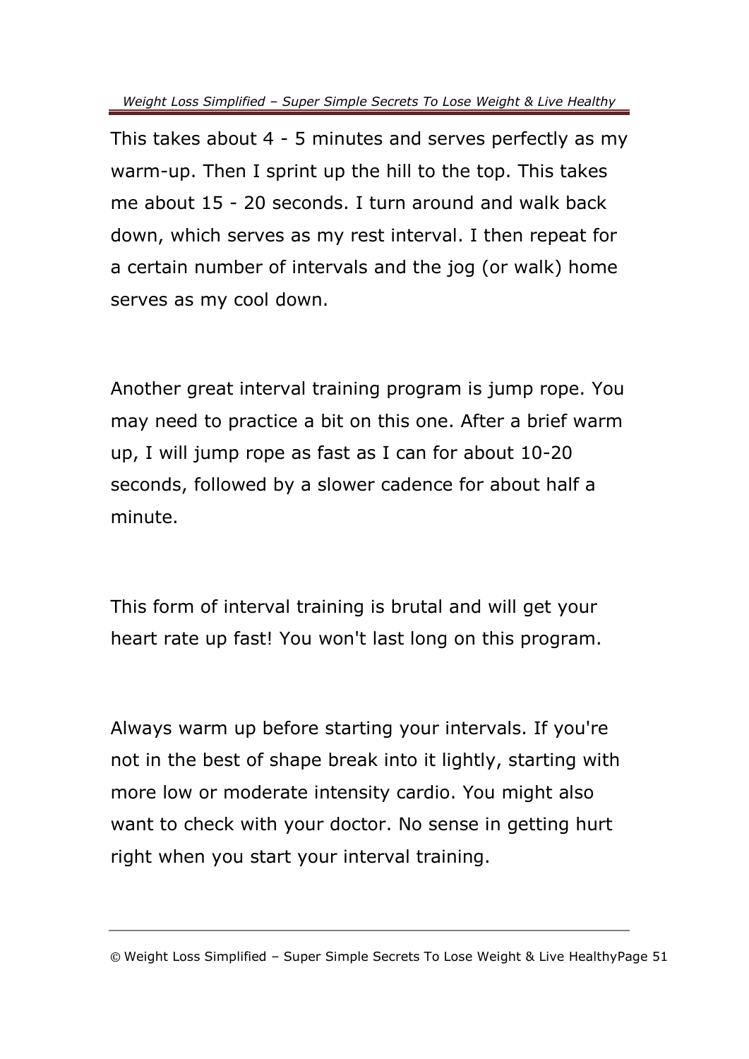This takes about 4 - 5 minutes and serves perfectly as my warm-up. Then I sprint up the hill to the top. This takes me about 15 - 20 seconds. I turn around and walk back down, which serves as my rest interval. I then repeat for a certain number of intervals and the jog (or walk) home serves as my cool down.

Another great interval training program is jump rope. You may need to practice a bit on this one. After a brief warm up, I will jump rope as fast as I can for about 10-20 seconds, followed by a slower cadence for about half a minute.

This form of interval training is brutal and will get your heart rate up fast! You won't last long on this program.

Always warm up before starting your intervals. If you're not in the best of shape break into it lightly, starting with more low or moderate intensity cardio. You might also want to check with your doctor. No sense in getting hurt right when you start your interval training.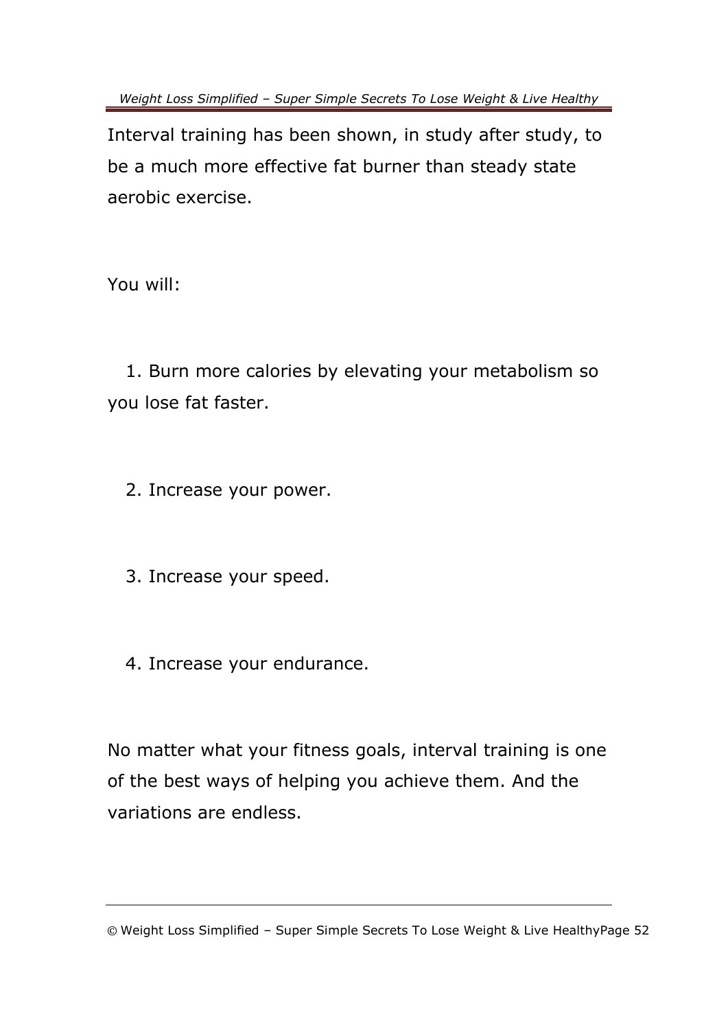Interval training has been shown, in study after study, to be a much more effective fat burner than steady state aerobic exercise.

You will:

1. Burn more calories by elevating your metabolism so you lose fat faster.
2. Increase your power.
3. Increase your speed.
4. Increase your endurance.

No matter what your fitness goals, interval training is one of the best ways of helping you achieve them. And the variations are endless.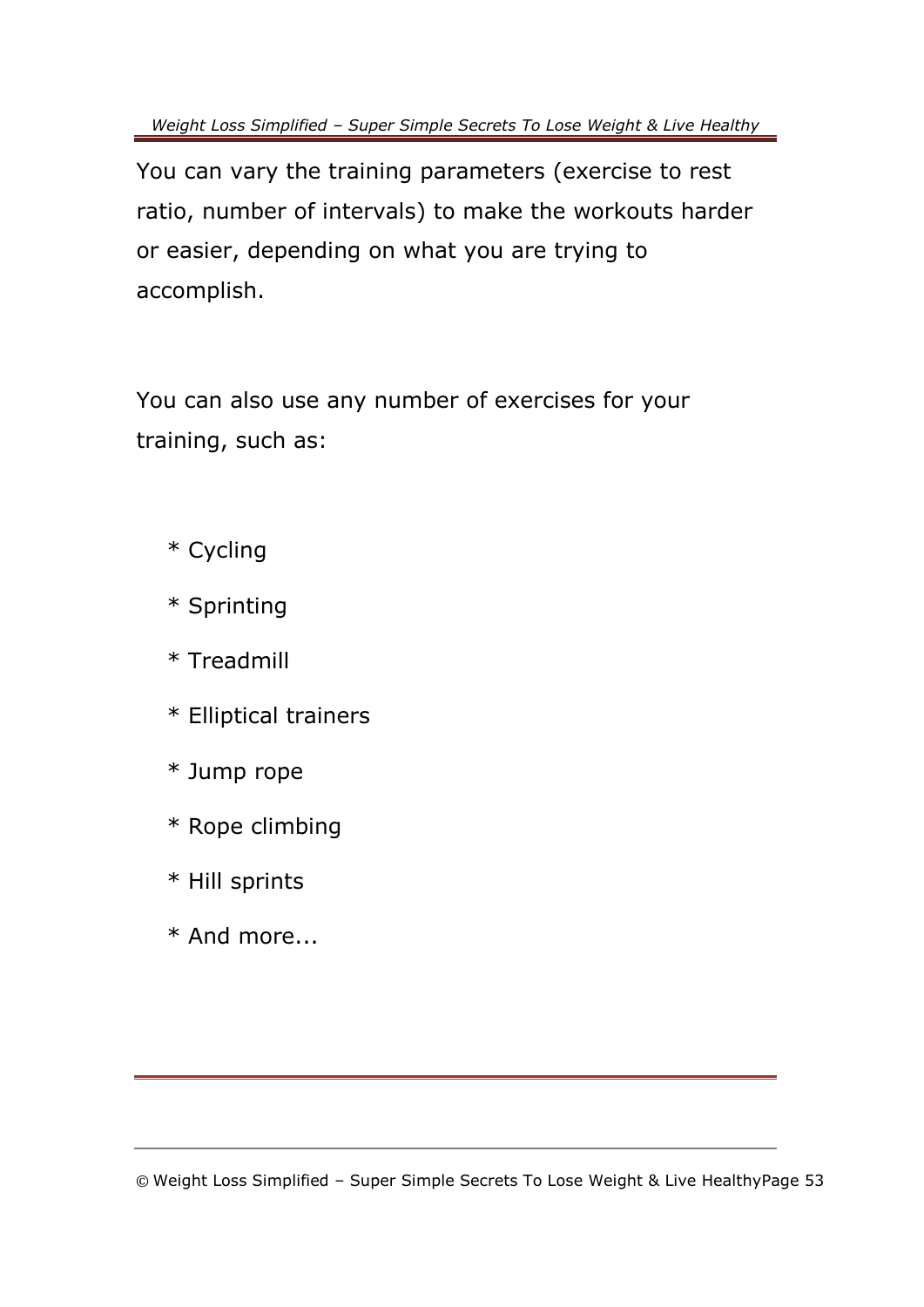You can vary the training parameters (exercise to rest ratio, number of intervals) to make the workouts harder or easier, depending on what you are trying to accomplish.

You can also use any number of exercises for your training, such as:

* Cycling
* Sprinting
* Treadmill
* Elliptical trainers
* Jump rope
* Rope climbing
* Hill sprints
* And more...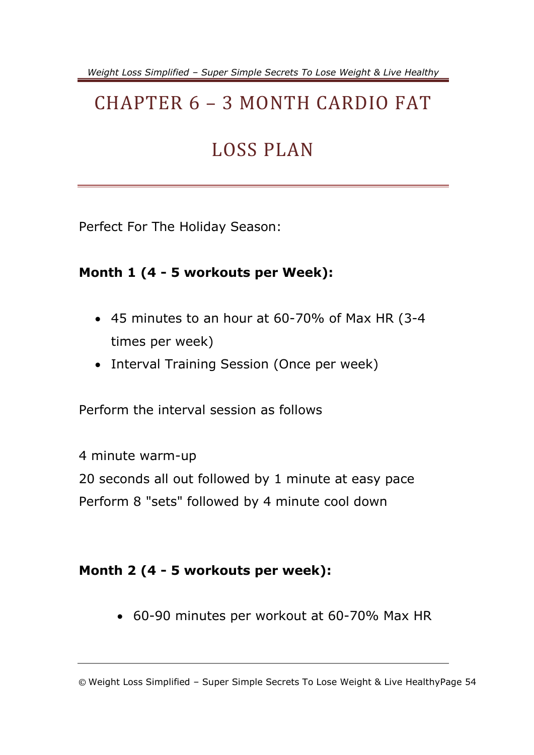# CHAPTER 6 – 3 MONTH CARDIO FAT LOSS PLAN

Perfect For The Holiday Season:

**Month 1 (4 - 5 workouts per Week):**

- 45 minutes to an hour at 60-70% of Max HR (3-4 times per week)
- Interval Training Session (Once per week)

Perform the interval session as follows

4 minute warm-up
20 seconds all out followed by 1 minute at easy pace
Perform 8 "sets" followed by 4 minute cool down

**Month 2 (4 - 5 workouts per week):**

- 60-90 minutes per workout at 60-70% Max HR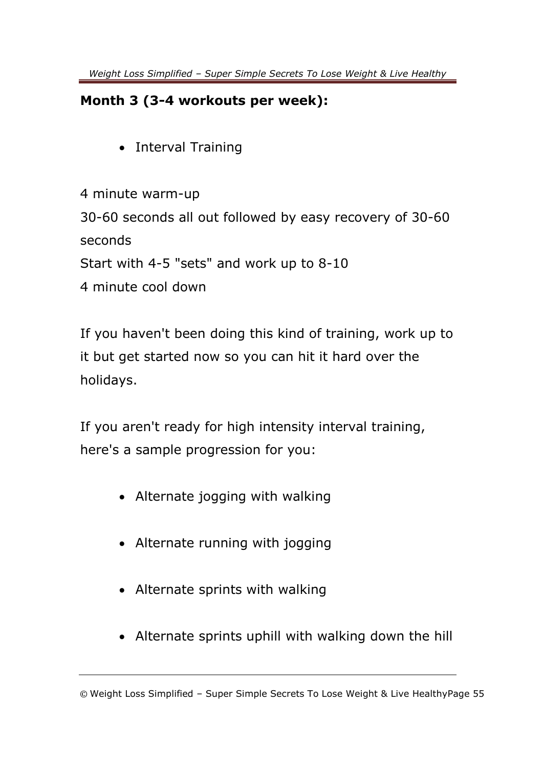**Month 3 (3-4 workouts per week):**

- Interval Training

4 minute warm-up
30-60 seconds all out followed by easy recovery of 30-60 seconds
Start with 4-5 "sets" and work up to 8-10
4 minute cool down

If you haven't been doing this kind of training, work up to it but get started now so you can hit it hard over the holidays.

If you aren't ready for high intensity interval training, here's a sample progression for you:

- Alternate jogging with walking
- Alternate running with jogging
- Alternate sprints with walking
- Alternate sprints uphill with walking down the hill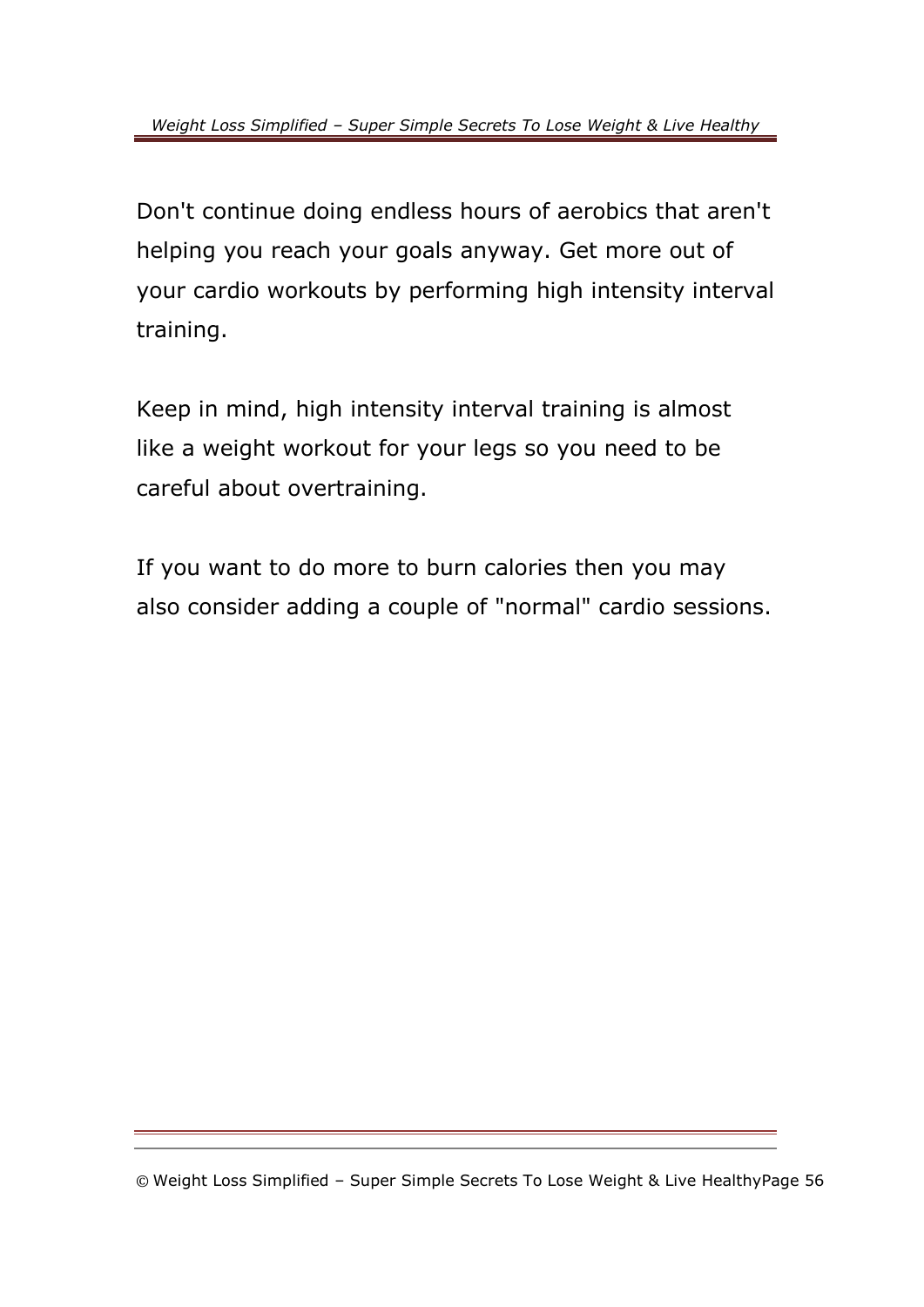Don't continue doing endless hours of aerobics that aren't helping you reach your goals anyway. Get more out of your cardio workouts by performing high intensity interval training.

Keep in mind, high intensity interval training is almost like a weight workout for your legs so you need to be careful about overtraining.

If you want to do more to burn calories then you may also consider adding a couple of "normal" cardio sessions.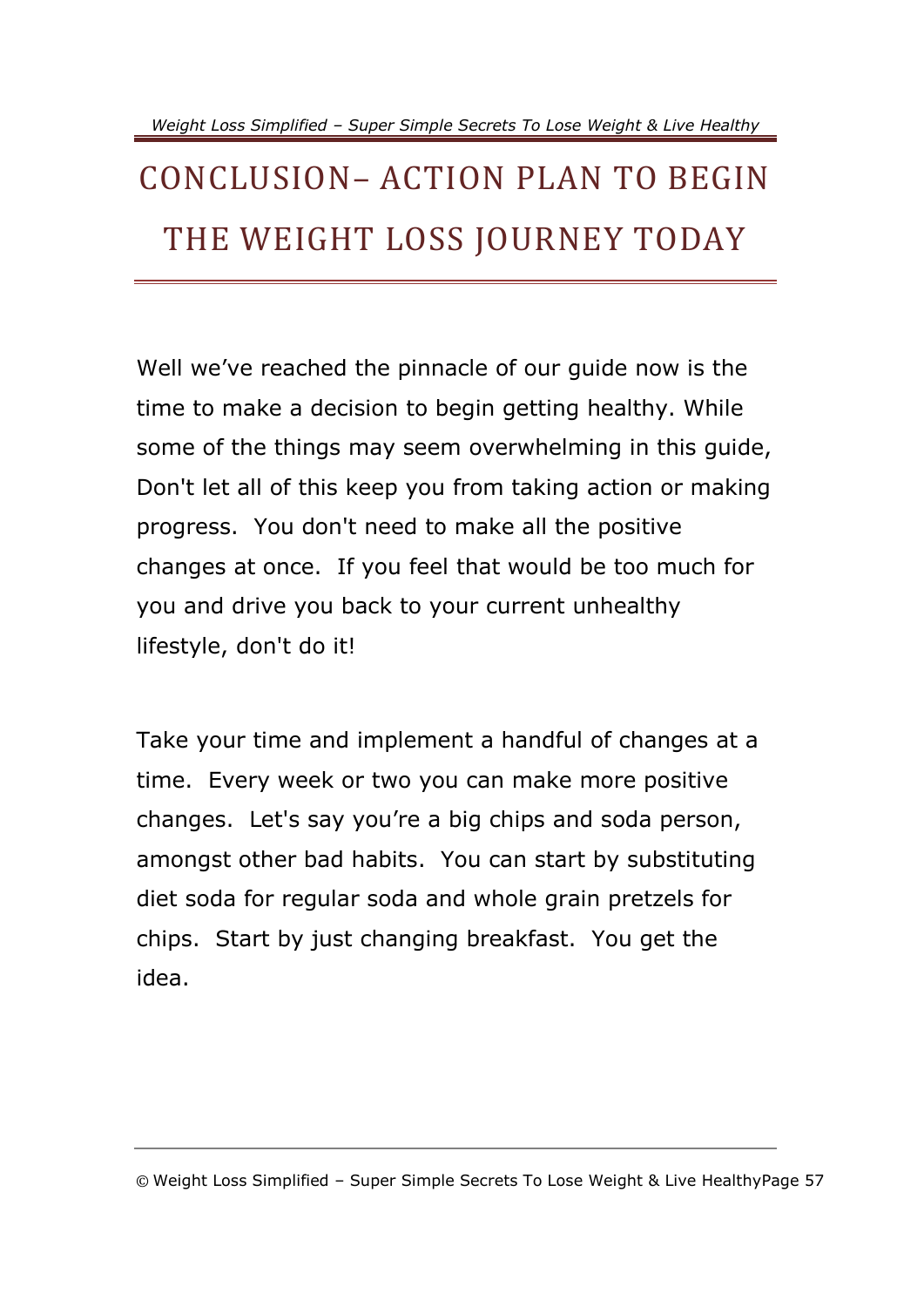# CONCLUSION– ACTION PLAN TO BEGIN THE WEIGHT LOSS JOURNEY TODAY

Well we've reached the pinnacle of our guide now is the time to make a decision to begin getting healthy. While some of the things may seem overwhelming in this guide, Don't let all of this keep you from taking action or making progress. You don't need to make all the positive changes at once. If you feel that would be too much for you and drive you back to your current unhealthy lifestyle, don't do it!

Take your time and implement a handful of changes at a time. Every week or two you can make more positive changes. Let's say you're a big chips and soda person, amongst other bad habits. You can start by substituting diet soda for regular soda and whole grain pretzels for chips. Start by just changing breakfast. You get the idea.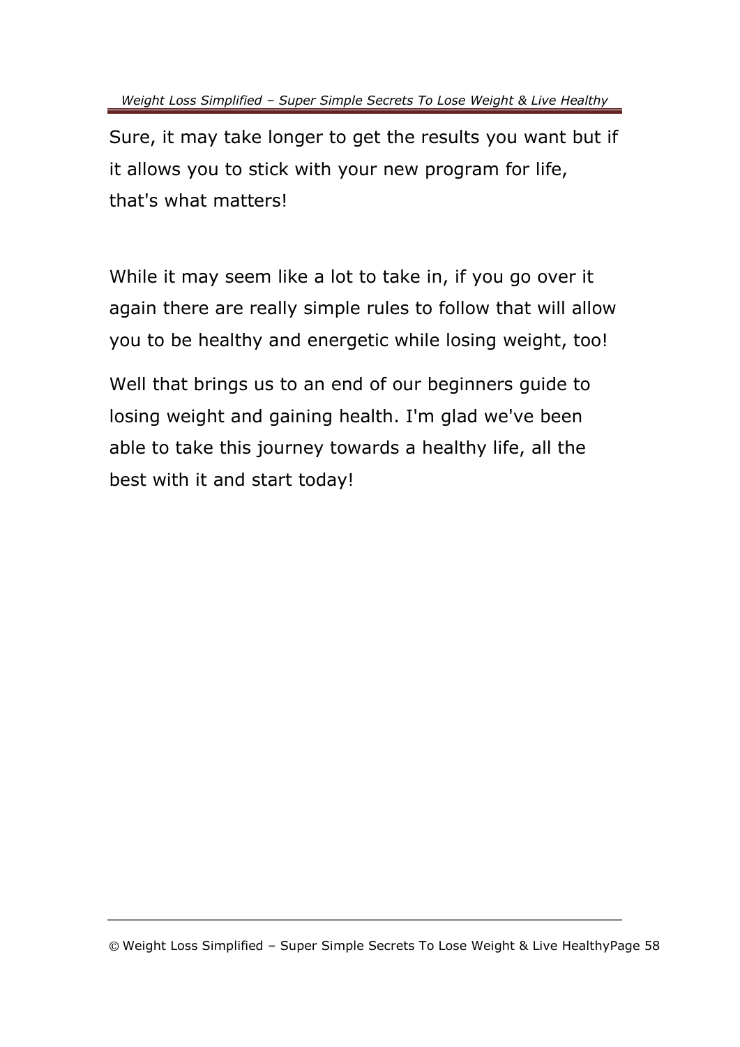Sure, it may take longer to get the results you want but if it allows you to stick with your new program for life, that's what matters!

While it may seem like a lot to take in, if you go over it again there are really simple rules to follow that will allow you to be healthy and energetic while losing weight, too!

Well that brings us to an end of our beginners guide to losing weight and gaining health. I'm glad we've been able to take this journey towards a healthy life, all the best with it and start today!